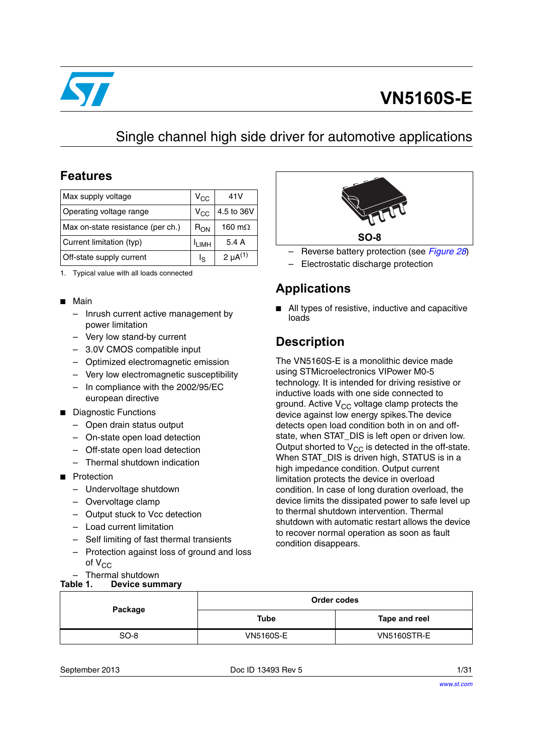# VN5160S-E

## Single channel high side driver for automotive applications

## Features

| | | |
|---|---|---|
| Max supply voltage | $V_{CC}$ | 41V |
| Operating voltage range | $V_{CC}$ | 4.5 to 36V |
| Max on-state resistance (per ch.) | $R_{ON}$ | 160 mΩ |
| Current limitation (typ) | $I_{LIMH}$ | 5.4 A |
| Off-state supply current | $I_S$ | 2 µA[(1)] |

1. Typical value with all loads connected

- Main
  - Inrush current active management by power limitation
  - Very low stand-by current
  - 3.0V CMOS compatible input
  - Optimized electromagnetic emission
  - Very low electromagnetic susceptibility
  - In compliance with the 2002/95/EC european directive
- Diagnostic Functions
  - Open drain status output
  - On-state open load detection
  - Off-state open load detection
  - Thermal shutdown indication
- Protection
  - Undervoltage shutdown
  - Overvoltage clamp
  - Output stuck to Vcc detection
  - Load current limitation
  - Self limiting of fast thermal transients
  - Protection against loss of ground and loss of $V_{CC}$
  - Thermal shutdown
  - Reverse battery protection (see *Figure 28*)
  - Electrostatic discharge protection

SO-8

## Applications

- All types of resistive, inductive and capacitive loads

## Description

The VN5160S-E is a monolithic device made using STMicroelectronics VIPower M0-5 technology. It is intended for driving resistive or inductive loads with one side connected to ground. Active $V_{CC}$ voltage clamp protects the device against low energy spikes.The device detects open load condition both in on and off-state, when STAT_DIS is left open or driven low. Output shorted to $V_{CC}$ is detected in the off-state. When STAT_DIS is driven high, STATUS is in a high impedance condition. Output current limitation protects the device in overload condition. In case of long duration overload, the device limits the dissipated power to safe level up to thermal shutdown intervention. Thermal shutdown with automatic restart allows the device to recover normal operation as soon as fault condition disappears.

**Table 1. Device summary**

| Package | Order codes | |
|---|---|---|
| | Tube | Tape and reel |
| SO-8 | VN5160S-E | VN5160STR-E |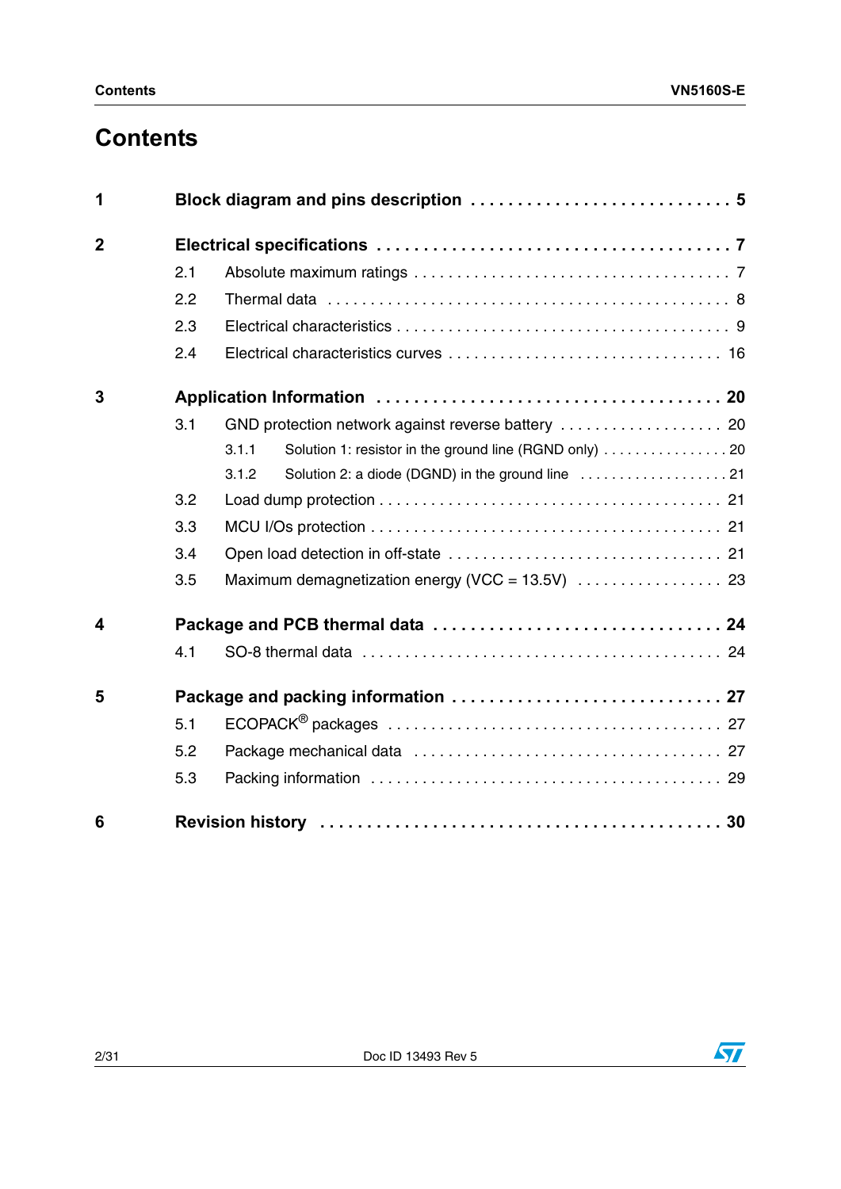# Contents

**1 Block diagram and pins description . . . . . . . . . . . . . . . . . . . . . . . . . . . 5**

**2 Electrical specifications . . . . . . . . . . . . . . . . . . . . . . . . . . . . . . . . . . . . 7**

2.1 Absolute maximum ratings . . . . . . . . . . . . . . . . . . . . . . . . . . . . . . . . . . 7

2.2 Thermal data . . . . . . . . . . . . . . . . . . . . . . . . . . . . . . . . . . . . . . . . . . . . 8

2.3 Electrical characteristics . . . . . . . . . . . . . . . . . . . . . . . . . . . . . . . . . . . . 9

2.4 Electrical characteristics curves . . . . . . . . . . . . . . . . . . . . . . . . . . . . . . 16

**3 Application Information . . . . . . . . . . . . . . . . . . . . . . . . . . . . . . . . . . . 20**

3.1 GND protection network against reverse battery . . . . . . . . . . . . . . . . . . . 20

3.1.1 Solution 1: resistor in the ground line (RGND only) . . . . . . . . . . . . . . . . 20

3.1.2 Solution 2: a diode (DGND) in the ground line . . . . . . . . . . . . . . . . . . . 21

3.2 Load dump protection . . . . . . . . . . . . . . . . . . . . . . . . . . . . . . . . . . . . . 21

3.3 MCU I/Os protection . . . . . . . . . . . . . . . . . . . . . . . . . . . . . . . . . . . . . . 21

3.4 Open load detection in off-state . . . . . . . . . . . . . . . . . . . . . . . . . . . . . . 21

3.5 Maximum demagnetization energy (VCC = 13.5V) . . . . . . . . . . . . . . . . . 23

**4 Package and PCB thermal data . . . . . . . . . . . . . . . . . . . . . . . . . . . . . . 24**

4.1 SO-8 thermal data . . . . . . . . . . . . . . . . . . . . . . . . . . . . . . . . . . . . . . . . 24

**5 Package and packing information . . . . . . . . . . . . . . . . . . . . . . . . . . . . 27**

5.1 ECOPACK® packages . . . . . . . . . . . . . . . . . . . . . . . . . . . . . . . . . . . . . 27

5.2 Package mechanical data . . . . . . . . . . . . . . . . . . . . . . . . . . . . . . . . . . . 27

5.3 Packing information . . . . . . . . . . . . . . . . . . . . . . . . . . . . . . . . . . . . . . . 29

**6 Revision history . . . . . . . . . . . . . . . . . . . . . . . . . . . . . . . . . . . . . . . . . 30**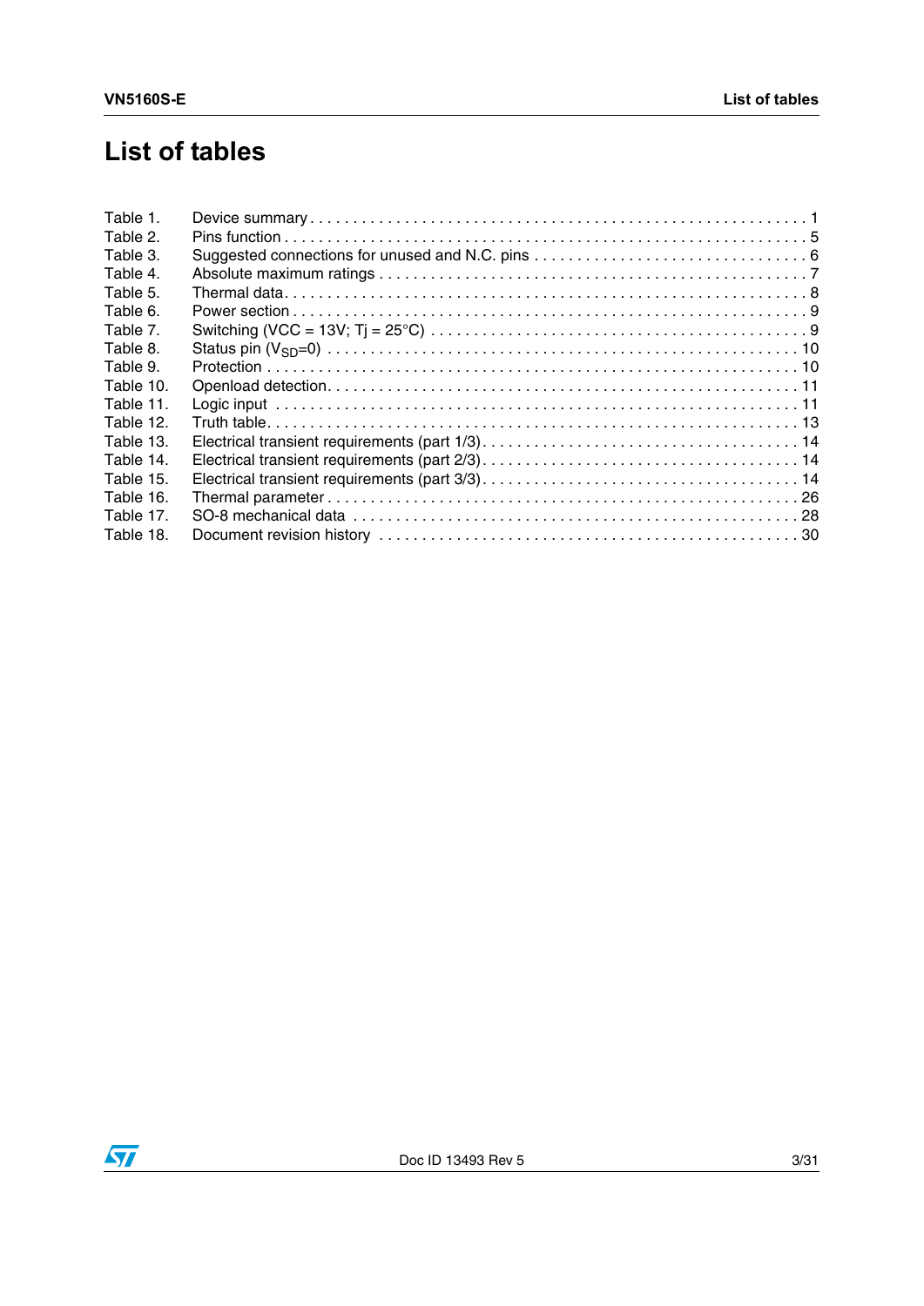# List of tables

Table 1. Device summary . . . . . . . . . . . . . . . . . . . . . . . . . . . . . . . . . . . . . . . . . . . . . . . . . . . . . . . . . . 1
Table 2. Pins function . . . . . . . . . . . . . . . . . . . . . . . . . . . . . . . . . . . . . . . . . . . . . . . . . . . . . . . . . . . 5
Table 3. Suggested connections for unused and N.C. pins . . . . . . . . . . . . . . . . . . . . . . . . . . . . . . . 6
Table 4. Absolute maximum ratings . . . . . . . . . . . . . . . . . . . . . . . . . . . . . . . . . . . . . . . . . . . . . . . . . 7
Table 5. Thermal data. . . . . . . . . . . . . . . . . . . . . . . . . . . . . . . . . . . . . . . . . . . . . . . . . . . . . . . . . . . . 8
Table 6. Power section . . . . . . . . . . . . . . . . . . . . . . . . . . . . . . . . . . . . . . . . . . . . . . . . . . . . . . . . . . . 9
Table 7. Switching (VCC = 13V; Tj = 25°C) . . . . . . . . . . . . . . . . . . . . . . . . . . . . . . . . . . . . . . . . . . . 9
Table 8. Status pin ($V_{SD}$=0) . . . . . . . . . . . . . . . . . . . . . . . . . . . . . . . . . . . . . . . . . . . . . . . . . . . . . 10
Table 9. Protection . . . . . . . . . . . . . . . . . . . . . . . . . . . . . . . . . . . . . . . . . . . . . . . . . . . . . . . . . . . . . 10
Table 10. Openload detection. . . . . . . . . . . . . . . . . . . . . . . . . . . . . . . . . . . . . . . . . . . . . . . . . . . . . . 11
Table 11. Logic input . . . . . . . . . . . . . . . . . . . . . . . . . . . . . . . . . . . . . . . . . . . . . . . . . . . . . . . . . . . . 11
Table 12. Truth table. . . . . . . . . . . . . . . . . . . . . . . . . . . . . . . . . . . . . . . . . . . . . . . . . . . . . . . . . . . . . 13
Table 13. Electrical transient requirements (part 1/3). . . . . . . . . . . . . . . . . . . . . . . . . . . . . . . . . . . . 14
Table 14. Electrical transient requirements (part 2/3). . . . . . . . . . . . . . . . . . . . . . . . . . . . . . . . . . . . 14
Table 15. Electrical transient requirements (part 3/3). . . . . . . . . . . . . . . . . . . . . . . . . . . . . . . . . . . . 14
Table 16. Thermal parameter . . . . . . . . . . . . . . . . . . . . . . . . . . . . . . . . . . . . . . . . . . . . . . . . . . . . . . 26
Table 17. SO-8 mechanical data . . . . . . . . . . . . . . . . . . . . . . . . . . . . . . . . . . . . . . . . . . . . . . . . . . . 28
Table 18. Document revision history . . . . . . . . . . . . . . . . . . . . . . . . . . . . . . . . . . . . . . . . . . . . . . . . 30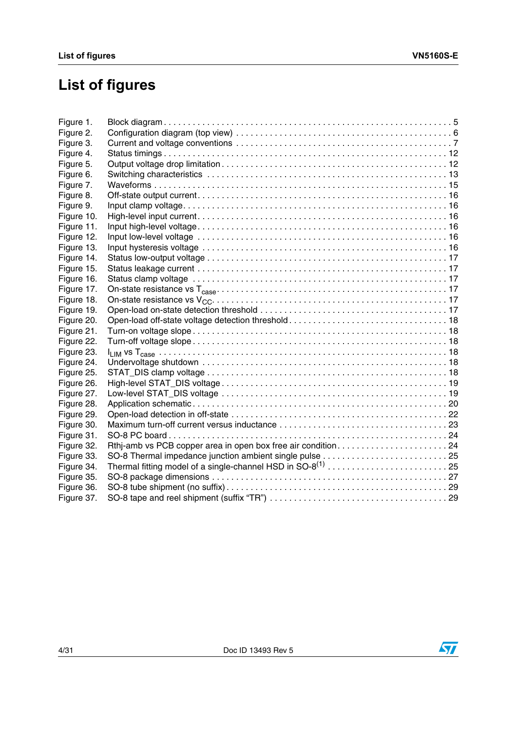# List of figures

Figure 1. Block diagram . . . . . . . . . . . . . . . . . . . . . . . . . . . . . . . . . . . . . . . . . . . . . . . . . . . . . . . . . . . . . 5
Figure 2. Configuration diagram (top view) . . . . . . . . . . . . . . . . . . . . . . . . . . . . . . . . . . . . . . . . . . 6
Figure 3. Current and voltage conventions . . . . . . . . . . . . . . . . . . . . . . . . . . . . . . . . . . . . . . . . . . 7
Figure 4. Status timings . . . . . . . . . . . . . . . . . . . . . . . . . . . . . . . . . . . . . . . . . . . . . . . . . . . . . . . . 12
Figure 5. Output voltage drop limitation . . . . . . . . . . . . . . . . . . . . . . . . . . . . . . . . . . . . . . . . . . . . 12
Figure 6. Switching characteristics . . . . . . . . . . . . . . . . . . . . . . . . . . . . . . . . . . . . . . . . . . . . . . . 13
Figure 7. Waveforms . . . . . . . . . . . . . . . . . . . . . . . . . . . . . . . . . . . . . . . . . . . . . . . . . . . . . . . . . . 15
Figure 8. Off-state output current. . . . . . . . . . . . . . . . . . . . . . . . . . . . . . . . . . . . . . . . . . . . . . . . . 16
Figure 9. Input clamp voltage. . . . . . . . . . . . . . . . . . . . . . . . . . . . . . . . . . . . . . . . . . . . . . . . . . . . 16
Figure 10. High-level input current. . . . . . . . . . . . . . . . . . . . . . . . . . . . . . . . . . . . . . . . . . . . . . . . . 16
Figure 11. Input high-level voltage. . . . . . . . . . . . . . . . . . . . . . . . . . . . . . . . . . . . . . . . . . . . . . . . . 16
Figure 12. Input low-level voltage . . . . . . . . . . . . . . . . . . . . . . . . . . . . . . . . . . . . . . . . . . . . . . . . . 16
Figure 13. Input hysteresis voltage . . . . . . . . . . . . . . . . . . . . . . . . . . . . . . . . . . . . . . . . . . . . . . . . 16
Figure 14. Status low-output voltage . . . . . . . . . . . . . . . . . . . . . . . . . . . . . . . . . . . . . . . . . . . . . . . 17
Figure 15. Status leakage current . . . . . . . . . . . . . . . . . . . . . . . . . . . . . . . . . . . . . . . . . . . . . . . . . 17
Figure 16. Status clamp voltage . . . . . . . . . . . . . . . . . . . . . . . . . . . . . . . . . . . . . . . . . . . . . . . . . . 17
Figure 17. On-state resistance vs $T_{case}$ . . . . . . . . . . . . . . . . . . . . . . . . . . . . . . . . . . . . . . . . . . . . 17
Figure 18. On-state resistance vs $V_{CC}$. . . . . . . . . . . . . . . . . . . . . . . . . . . . . . . . . . . . . . . . . . . . . 17
Figure 19. Open-load on-state detection threshold . . . . . . . . . . . . . . . . . . . . . . . . . . . . . . . . . . . . . 17
Figure 20. Open-load off-state voltage detection threshold . . . . . . . . . . . . . . . . . . . . . . . . . . . . . . . 18
Figure 21. Turn-on voltage slope . . . . . . . . . . . . . . . . . . . . . . . . . . . . . . . . . . . . . . . . . . . . . . . . . 18
Figure 22. Turn-off voltage slope . . . . . . . . . . . . . . . . . . . . . . . . . . . . . . . . . . . . . . . . . . . . . . . . . 18
Figure 23. $I_{LIM}$ vs $T_{case}$ . . . . . . . . . . . . . . . . . . . . . . . . . . . . . . . . . . . . . . . . . . . . . . . . . . . . . . 18
Figure 24. Undervoltage shutdown . . . . . . . . . . . . . . . . . . . . . . . . . . . . . . . . . . . . . . . . . . . . . . . . 18
Figure 25. STAT_DIS clamp voltage . . . . . . . . . . . . . . . . . . . . . . . . . . . . . . . . . . . . . . . . . . . . . . . 18
Figure 26. High-level STAT_DIS voltage . . . . . . . . . . . . . . . . . . . . . . . . . . . . . . . . . . . . . . . . . . . . 19
Figure 27. Low-level STAT_DIS voltage . . . . . . . . . . . . . . . . . . . . . . . . . . . . . . . . . . . . . . . . . . . . 19
Figure 28. Application schematic . . . . . . . . . . . . . . . . . . . . . . . . . . . . . . . . . . . . . . . . . . . . . . . . . 20
Figure 29. Open-load detection in off-state . . . . . . . . . . . . . . . . . . . . . . . . . . . . . . . . . . . . . . . . . . 22
Figure 30. Maximum turn-off current versus inductance . . . . . . . . . . . . . . . . . . . . . . . . . . . . . . . . 23
Figure 31. SO-8 PC board . . . . . . . . . . . . . . . . . . . . . . . . . . . . . . . . . . . . . . . . . . . . . . . . . . . . . . 24
Figure 32. Rthj-amb vs PCB copper area in open box free air condition. . . . . . . . . . . . . . . . . . . . . . . 24
Figure 33. SO-8 Thermal impedance junction ambient single pulse . . . . . . . . . . . . . . . . . . . . . . . . . 25
Figure 34. Thermal fitting model of a single-channel HSD in SO-8[1] . . . . . . . . . . . . . . . . . . . . . . . . . 25
Figure 35. SO-8 package dimensions . . . . . . . . . . . . . . . . . . . . . . . . . . . . . . . . . . . . . . . . . . . . . . 27
Figure 36. SO-8 tube shipment (no suffix) . . . . . . . . . . . . . . . . . . . . . . . . . . . . . . . . . . . . . . . . . . . 29
Figure 37. SO-8 tape and reel shipment (suffix “TR”) . . . . . . . . . . . . . . . . . . . . . . . . . . . . . . . . . . . 29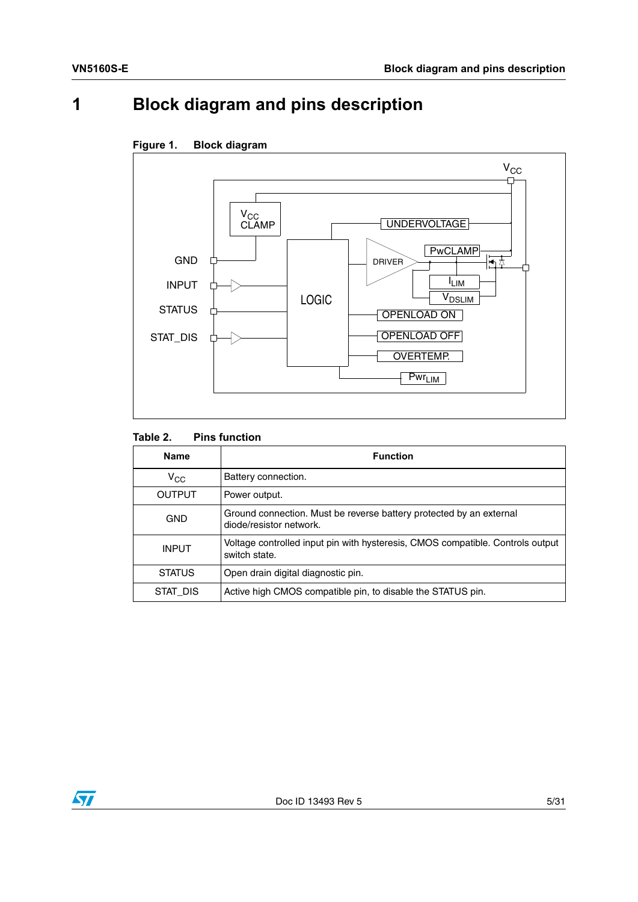# 1 Block diagram and pins description

Figure 1. Block diagram

$V_{CC}$
$V_{CC}$ CLAMP
UNDERVOLTAGE
PwCLAMP
DRIVER
GND
INPUT
STATUS
STAT_DIS
LOGIC
$I_{LIM}$
$V_{DSLIM}$
OPENLOAD ON
OPENLOAD OFF
OVERTEMP.
$Pwr_{LIM}$

Table 2. Pins function

| Name | Function |
|---|---|
| $V_{CC}$ | Battery connection. |
| OUTPUT | Power output. |
| GND | Ground connection. Must be reverse battery protected by an external diode/resistor network. |
| INPUT | Voltage controlled input pin with hysteresis, CMOS compatible. Controls output switch state. |
| STATUS | Open drain digital diagnostic pin. |
| STAT_DIS | Active high CMOS compatible pin, to disable the STATUS pin. |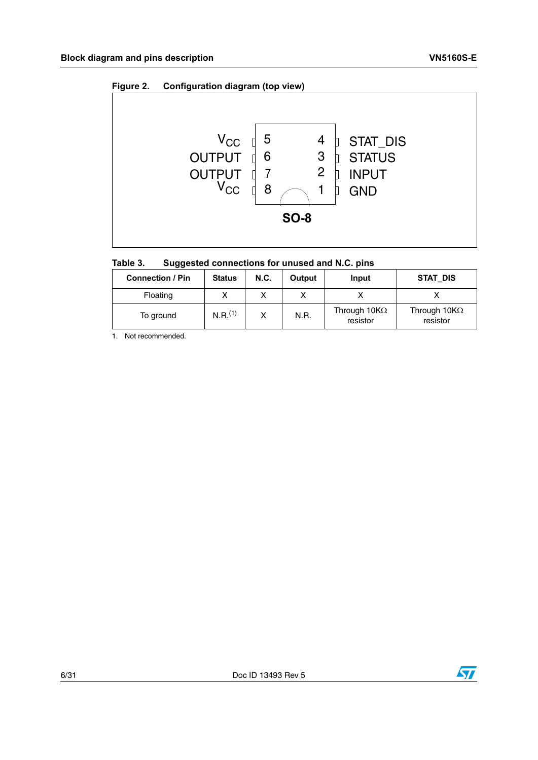Figure 2. Configuration diagram (top view)

$V_{CC}$ 5
OUTPUT 6
OUTPUT 7
$V_{CC}$ 8
4 STAT_DIS
3 STATUS
2 INPUT
1 GND

SO-8

Table 3. Suggested connections for unused and N.C. pins

| Connection / Pin | Status | N.C. | Output | Input | STAT_DIS |
|---|---|---|---|---|---|
| Floating | X | X | X | X | X |
| To ground | N.R.[(1)] | X | N.R. | Through 10KΩ resistor | Through 10KΩ resistor |

1. Not recommended.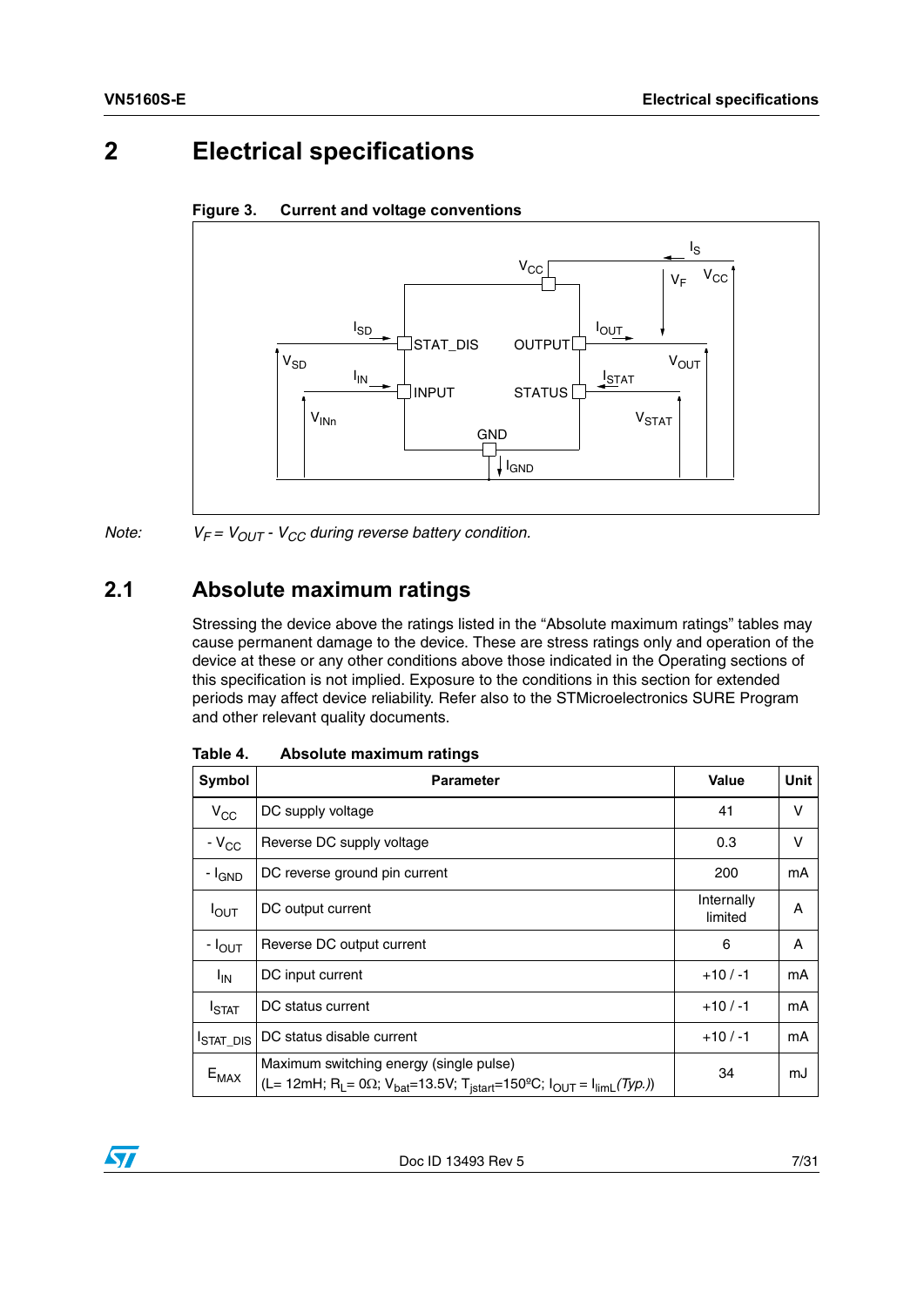# 2 Electrical specifications

**Figure 3. Current and voltage conventions**

$I_S$
$V_{CC}$
$V_F$
$V_{CC}$
$I_{SD}$
STAT_DIS
OUTPUT
$I_{OUT}$
$V_{SD}$
$V_{OUT}$
$I_{IN}$
INPUT
STATUS
$I_{STAT}$
$V_{INn}$
$V_{STAT}$
GND
$I_{GND}$

*Note:* *$V_F = V_{OUT} - V_{CC}$ during reverse battery condition.*

## 2.1 Absolute maximum ratings

Stressing the device above the ratings listed in the "Absolute maximum ratings" tables may cause permanent damage to the device. These are stress ratings only and operation of the device at these or any other conditions above those indicated in the Operating sections of this specification is not implied. Exposure to the conditions in this section for extended periods may affect device reliability. Refer also to the STMicroelectronics SURE Program and other relevant quality documents.

**Table 4. Absolute maximum ratings**

| Symbol | Parameter | Value | Unit |
|---|---|---|---|
| $V_{CC}$ | DC supply voltage | 41 | V |
| $-V_{CC}$ | Reverse DC supply voltage | 0.3 | V |
| $-I_{GND}$ | DC reverse ground pin current | 200 | mA |
| $I_{OUT}$ | DC output current | Internally limited | A |
| $-I_{OUT}$ | Reverse DC output current | 6 | A |
| $I_{IN}$ | DC input current | +10 / -1 | mA |
| $I_{STAT}$ | DC status current | +10 / -1 | mA |
| $I_{STAT\_DIS}$ | DC status disable current | +10 / -1 | mA |
| $E_{MAX}$ | Maximum switching energy (single pulse) ($L$= 12mH; $R_L$= 0Ω; $V_{bat}$=13.5V; $T_{jstart}$=150ºC; $I_{OUT} = I_{limL}$*(Typ.)*) | 34 | mJ |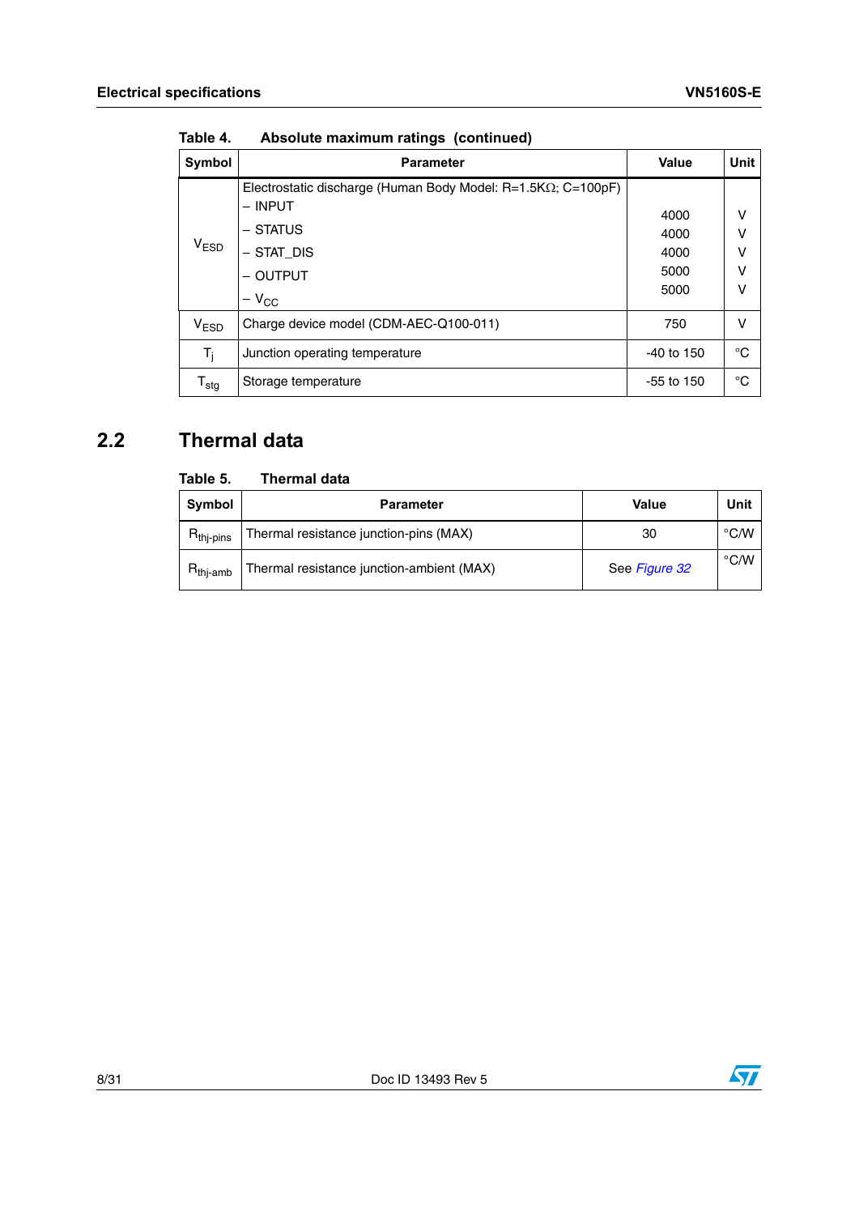Table 4. Absolute maximum ratings (continued)

| Symbol | Parameter | Value | Unit |
|---|---|---|---|
| $V_{ESD}$ | Electrostatic discharge (Human Body Model: R=1.5KΩ; C=100pF)<br>– INPUT<br>– STATUS<br>– STAT_DIS<br>– OUTPUT<br>– $V_{CC}$ | <br>4000<br>4000<br>4000<br>5000<br>5000 | <br>V<br>V<br>V<br>V<br>V |
| $V_{ESD}$ | Charge device model (CDM-AEC-Q100-011) | 750 | V |
| $T_j$ | Junction operating temperature | -40 to 150 | °C |
| $T_{stg}$ | Storage temperature | -55 to 150 | °C |

## 2.2 Thermal data

Table 5. Thermal data

| Symbol | Parameter | Value | Unit |
|---|---|---|---|
| $R_{thj\text{-}pins}$ | Thermal resistance junction-pins (MAX) | 30 | °C/W |
| $R_{thj\text{-}amb}$ | Thermal resistance junction-ambient (MAX) | See *Figure 32* | °C/W |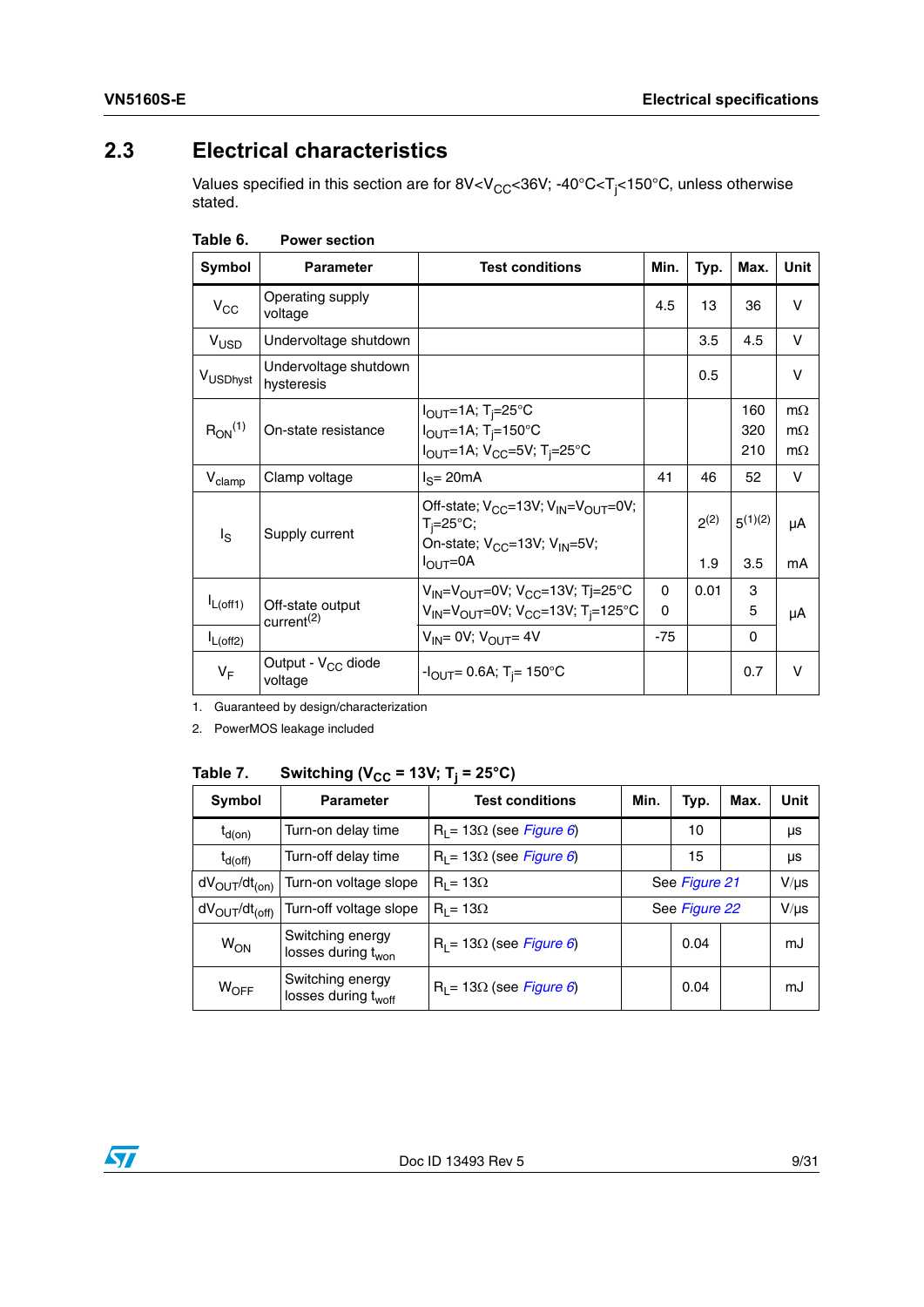## 2.3 Electrical characteristics

Values specified in this section are for $8V<V_{CC}<36V$; $-40°C<T_j<150°C$, unless otherwise stated.

**Table 6. Power section**

| Symbol | Parameter | Test conditions | Min. | Typ. | Max. | Unit |
|---|---|---|---|---|---|---|
| $V_{CC}$ | Operating supply voltage | | 4.5 | 13 | 36 | V |
| $V_{USD}$ | Undervoltage shutdown | | | 3.5 | 4.5 | V |
| $V_{USDhyst}$ | Undervoltage shutdown hysteresis | | | 0.5 | | V |
| $R_{ON}$ [1] | On-state resistance | $I_{OUT}$=1A; $T_j$=25°C<br>$I_{OUT}$=1A; $T_j$=150°C<br>$I_{OUT}$=1A; $V_{CC}$=5V; $T_j$=25°C | | | 160<br>320<br>210 | mΩ<br>mΩ<br>mΩ |
| $V_{clamp}$ | Clamp voltage | $I_S$= 20mA | 41 | 46 | 52 | V |
| $I_S$ | Supply current | Off-state; $V_{CC}$=13V; $V_{IN}$=$V_{OUT}$=0V; $T_j$=25°C;<br>On-state; $V_{CC}$=13V; $V_{IN}$=5V; $I_{OUT}$=0A | | 2[2]<br>1.9 | 5[1][2]<br>3.5 | µA<br>mA |
| $I_{L(off1)}$ | Off-state output current[2] | $V_{IN}$=$V_{OUT}$=0V; $V_{CC}$=13V; Tj=25°C<br>$V_{IN}$=$V_{OUT}$=0V; $V_{CC}$=13V; $T_j$=125°C | 0<br>0 | 0.01 | 3<br>5 | µA |
| $I_{L(off2)}$ | | $V_{IN}$= 0V; $V_{OUT}$= 4V | -75 | | 0 | |
| $V_F$ | Output - $V_{CC}$ diode voltage | $-I_{OUT}$= 0.6A; $T_j$= 150°C | | | 0.7 | V |

1. Guaranteed by design/characterization
2. PowerMOS leakage included

**Table 7. Switching ($V_{CC}$ = 13V; $T_j$ = 25°C)**

| Symbol | Parameter | Test conditions | Min. | Typ. | Max. | Unit |
|---|---|---|---|---|---|---|
| $t_{d(on)}$ | Turn-on delay time | $R_L$= 13Ω (see *Figure 6*) | | 10 | | µs |
| $t_{d(off)}$ | Turn-off delay time | $R_L$= 13Ω (see *Figure 6*) | | 15 | | µs |
| $dV_{OUT}/dt_{(on)}$ | Turn-on voltage slope | $R_L$= 13Ω | | See *Figure 21* | | V/µs |
| $dV_{OUT}/dt_{(off)}$ | Turn-off voltage slope | $R_L$= 13Ω | | See *Figure 22* | | V/µs |
| $W_{ON}$ | Switching energy losses during $t_{won}$ | $R_L$= 13Ω (see *Figure 6*) | | 0.04 | | mJ |
| $W_{OFF}$ | Switching energy losses during $t_{woff}$ | $R_L$= 13Ω (see *Figure 6*) | | 0.04 | | mJ |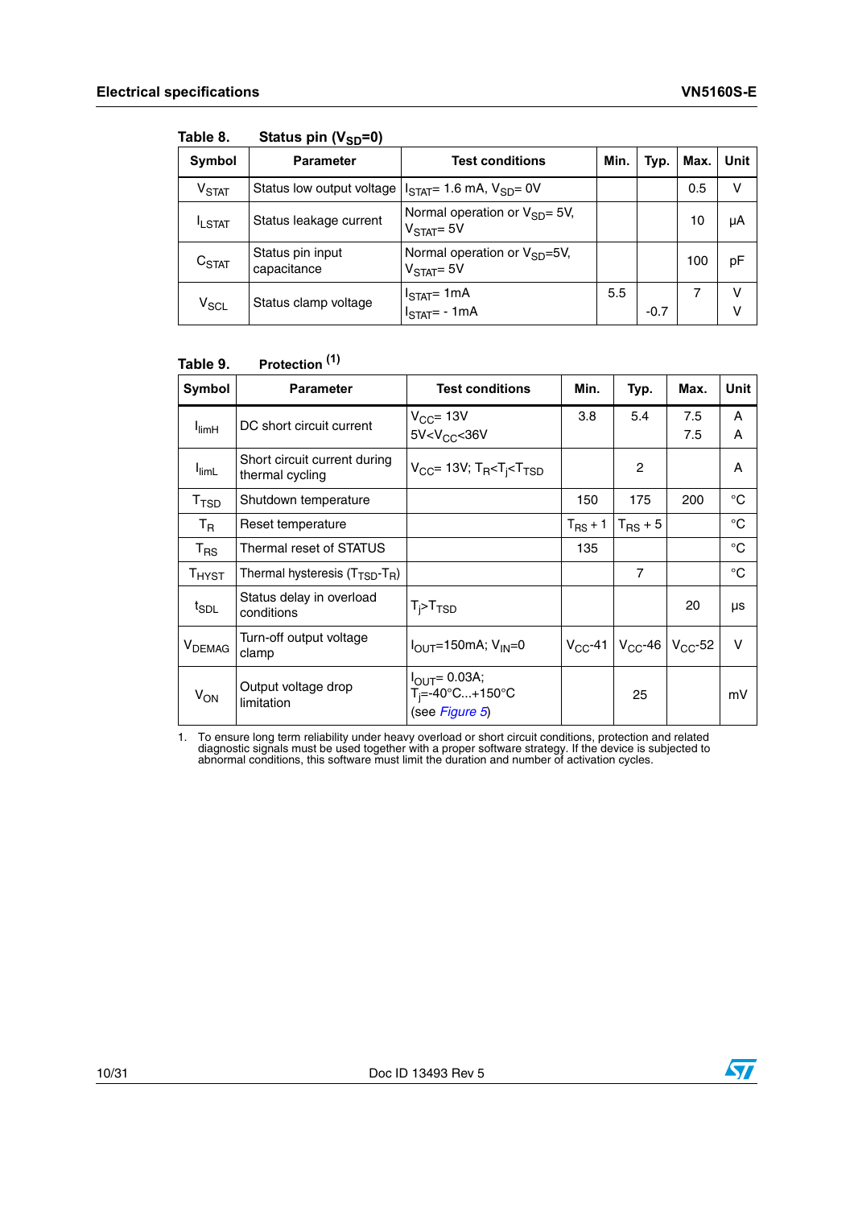Table 8. Status pin ($V_{SD}$=0)

| Symbol | Parameter | Test conditions | Min. | Typ. | Max. | Unit |
|---|---|---|---|---|---|---|
| $V_{STAT}$ | Status low output voltage | $I_{STAT}$= 1.6 mA, $V_{SD}$= 0V | | | 0.5 | V |
| $I_{LSTAT}$ | Status leakage current | Normal operation or $V_{SD}$= 5V, $V_{STAT}$= 5V | | | 10 | µA |
| $C_{STAT}$ | Status pin input capacitance | Normal operation or $V_{SD}$=5V, $V_{STAT}$= 5V | | | 100 | pF |
| $V_{SCL}$ | Status clamp voltage | $I_{STAT}$= 1mA<br>$I_{STAT}$= - 1mA | 5.5 | <br>-0.7 | 7 | V<br>V |

Table 9. Protection [(1)]

| Symbol | Parameter | Test conditions | Min. | Typ. | Max. | Unit |
|---|---|---|---|---|---|---|
| $I_{limH}$ | DC short circuit current | $V_{CC}$= 13V<br>5V<$V_{CC}$<36V | 3.8 | 5.4 | 7.5<br>7.5 | A<br>A |
| $I_{limL}$ | Short circuit current during thermal cycling | $V_{CC}$= 13V; $T_R$<$T_j$<$T_{TSD}$ | | 2 | | A |
| $T_{TSD}$ | Shutdown temperature | | 150 | 175 | 200 | °C |
| $T_R$ | Reset temperature | | $T_{RS}$ + 1 | $T_{RS}$ + 5 | | °C |
| $T_{RS}$ | Thermal reset of STATUS | | 135 | | | °C |
| $T_{HYST}$ | Thermal hysteresis ($T_{TSD}$-$T_R$) | | | 7 | | °C |
| $t_{SDL}$ | Status delay in overload conditions | $T_j$>$T_{TSD}$ | | | 20 | µs |
| $V_{DEMAG}$ | Turn-off output voltage clamp | $I_{OUT}$=150mA; $V_{IN}$=0 | $V_{CC}$-41 | $V_{CC}$-46 | $V_{CC}$-52 | V |
| $V_{ON}$ | Output voltage drop limitation | $I_{OUT}$= 0.03A;<br>$T_j$=-40°C...+150°C<br>(see *Figure 5*) | | 25 | | mV |

1. To ensure long term reliability under heavy overload or short circuit conditions, protection and related diagnostic signals must be used together with a proper software strategy. If the device is subjected to abnormal conditions, this software must limit the duration and number of activation cycles.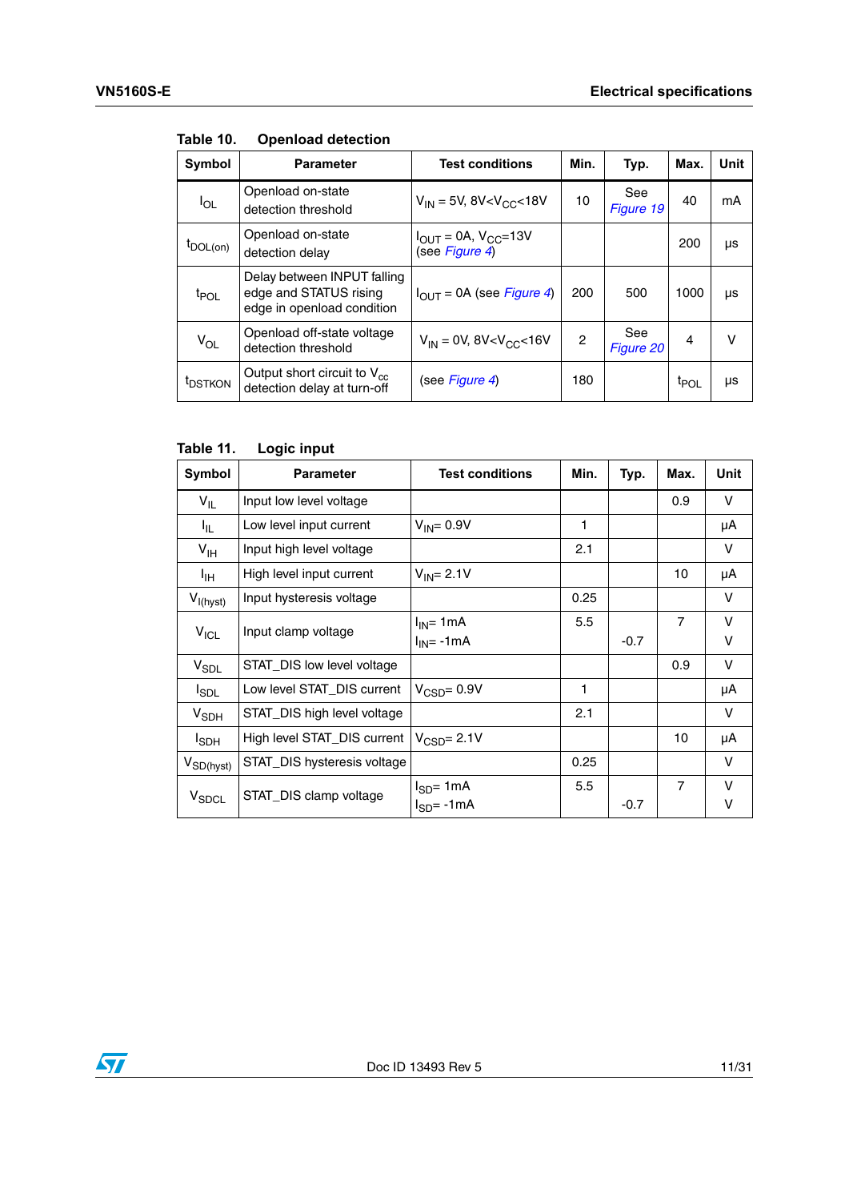**Table 10. Openload detection**

| Symbol | Parameter | Test conditions | Min. | Typ. | Max. | Unit |
|---|---|---|---|---|---|---|
| $I_{OL}$ | Openload on-state detection threshold | $V_{IN}$ = 5V, 8V<$V_{CC}$<18V | 10 | See *Figure 19* | 40 | mA |
| $t_{DOL(on)}$ | Openload on-state detection delay | $I_{OUT}$ = 0A, $V_{CC}$=13V (see *Figure 4*) | | | 200 | µs |
| $t_{POL}$ | Delay between INPUT falling edge and STATUS rising edge in openload condition | $I_{OUT}$ = 0A (see *Figure 4*) | 200 | 500 | 1000 | µs |
| $V_{OL}$ | Openload off-state voltage detection threshold | $V_{IN}$ = 0V, 8V<$V_{CC}$<16V | 2 | See *Figure 20* | 4 | V |
| $t_{DSTKON}$ | Output short circuit to $V_{cc}$ detection delay at turn-off | (see *Figure 4*) | 180 | | $t_{POL}$ | µs |

**Table 11. Logic input**

| Symbol | Parameter | Test conditions | Min. | Typ. | Max. | Unit |
|---|---|---|---|---|---|---|
| $V_{IL}$ | Input low level voltage | | | | 0.9 | V |
| $I_{IL}$ | Low level input current | $V_{IN}$= 0.9V | 1 | | | µA |
| $V_{IH}$ | Input high level voltage | | 2.1 | | | V |
| $I_{IH}$ | High level input current | $V_{IN}$= 2.1V | | | 10 | µA |
| $V_{I(hyst)}$ | Input hysteresis voltage | | 0.25 | | | V |
| $V_{ICL}$ | Input clamp voltage | $I_{IN}$= 1mA<br>$I_{IN}$= -1mA | 5.5 | <br>-0.7 | 7 | V<br>V |
| $V_{SDL}$ | STAT_DIS low level voltage | | | | 0.9 | V |
| $I_{SDL}$ | Low level STAT_DIS current | $V_{CSD}$= 0.9V | 1 | | | µA |
| $V_{SDH}$ | STAT_DIS high level voltage | | 2.1 | | | V |
| $I_{SDH}$ | High level STAT_DIS current | $V_{CSD}$= 2.1V | | | 10 | µA |
| $V_{SD(hyst)}$ | STAT_DIS hysteresis voltage | | 0.25 | | | V |
| $V_{SDCL}$ | STAT_DIS clamp voltage | $I_{SD}$= 1mA<br>$I_{SD}$= -1mA | 5.5 | <br>-0.7 | 7 | V<br>V |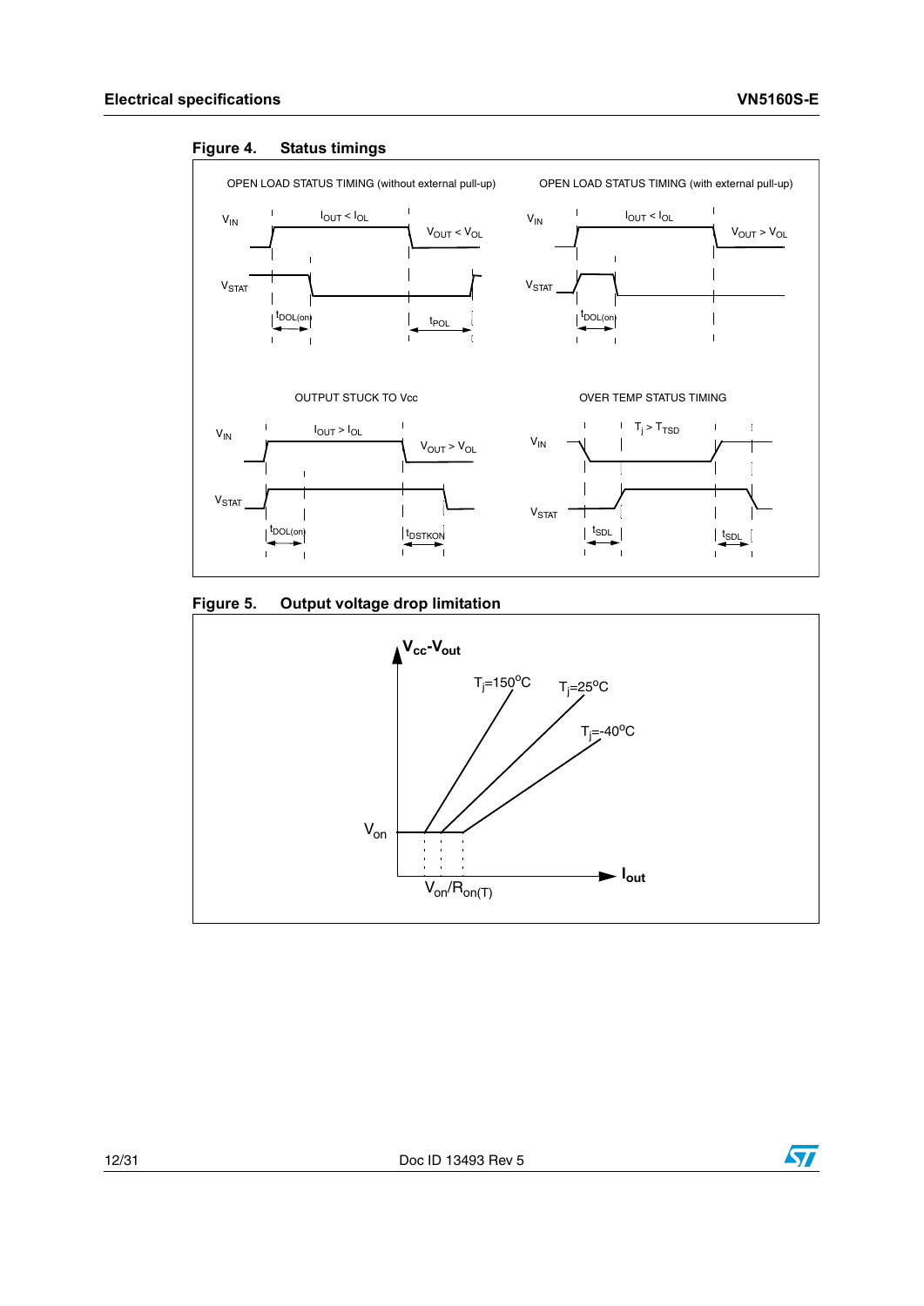**Figure 4. Status timings**

OPEN LOAD STATUS TIMING (without external pull-up)

OPEN LOAD STATUS TIMING (with external pull-up)

$V_{IN}$, $I_{OUT} < I_{OL}$, $V_{OUT} < V_{OL}$, $V_{STAT}$, $t_{DOL(on)}$, $t_{POL}$

$V_{IN}$, $I_{OUT} < I_{OL}$, $V_{OUT} > V_{OL}$, $V_{STAT}$, $t_{DOL(on)}$

OUTPUT STUCK TO Vcc

$V_{IN}$, $I_{OUT} > I_{OL}$, $V_{OUT} > V_{OL}$, $V_{STAT}$, $t_{DOL(on)}$, $t_{DSTKON}$

OVER TEMP STATUS TIMING

$V_{IN}$, $T_j > T_{TSD}$, $V_{STAT}$, $t_{SDL}$, $t_{SDL}$

**Figure 5. Output voltage drop limitation**

$V_{cc}$-$V_{out}$, $T_j$=150°C, $T_j$=25°C, $T_j$=-40°C, $V_{on}$, $V_{on}/R_{on(T)}$, $I_{out}$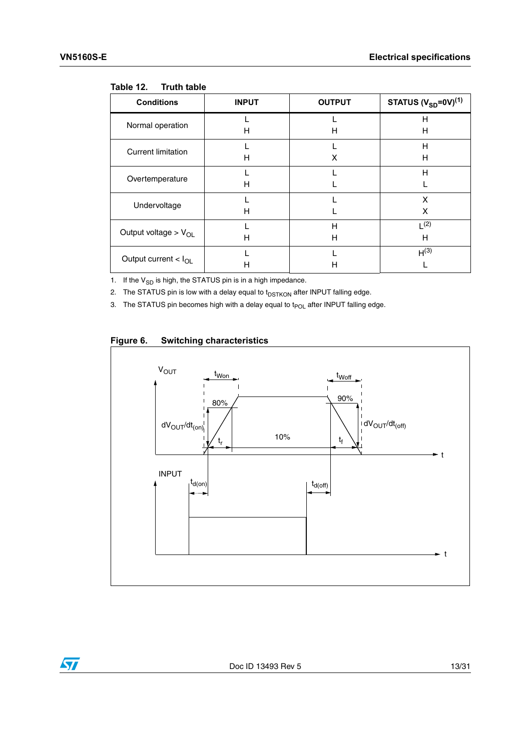Table 12. Truth table

| Conditions | INPUT | OUTPUT | STATUS ($V_{SD}$=0V)[1] |
|---|---|---|---|
| Normal operation | L<br>H | L<br>H | H<br>H |
| Current limitation | L<br>H | L<br>X | H<br>H |
| Overtemperature | L<br>H | L<br>L | H<br>L |
| Undervoltage | L<br>H | L<br>L | X<br>X |
| Output voltage > $V_{OL}$ | L<br>H | H<br>H | L[2]<br>H |
| Output current < $I_{OL}$ | L<br>H | L<br>H | H[3]<br>L |

1. If the $V_{SD}$ is high, the STATUS pin is in a high impedance.
2. The STATUS pin is low with a delay equal to $t_{DSTKON}$ after INPUT falling edge.
3. The STATUS pin becomes high with a delay equal to $t_{POL}$ after INPUT falling edge.

Figure 6. Switching characteristics

$V_{OUT}$

$t_{Won}$

$t_{Woff}$

80%

90%

$dV_{OUT}/dt_{(on)}$

$dV_{OUT}/dt_{(off)}$

$t_r$

10%

$t_f$

t

INPUT

$t_{d(on)}$

$t_{d(off)}$

t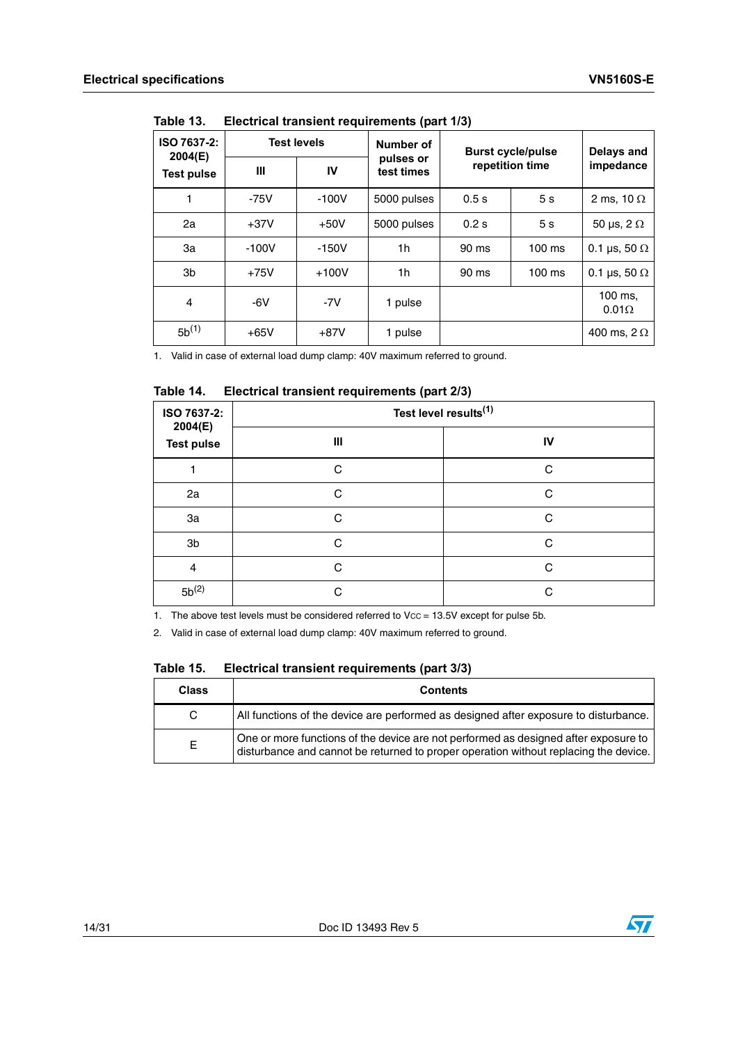Table 13. Electrical transient requirements (part 1/3)

| ISO 7637-2: 2004(E) Test pulse | Test levels | | Number of pulses or test times | Burst cycle/pulse repetition time | | Delays and impedance |
|---|---|---|---|---|---|---|
| | III | IV | | | | |
| 1 | -75V | -100V | 5000 pulses | 0.5 s | 5 s | 2 ms, 10 Ω |
| 2a | +37V | +50V | 5000 pulses | 0.2 s | 5 s | 50 µs, 2 Ω |
| 3a | -100V | -150V | 1h | 90 ms | 100 ms | 0.1 µs, 50 Ω |
| 3b | +75V | +100V | 1h | 90 ms | 100 ms | 0.1 µs, 50 Ω |
| 4 | -6V | -7V | 1 pulse | | | 100 ms, 0.01Ω |
| 5b(1) | +65V | +87V | 1 pulse | | | 400 ms, 2 Ω |

1. Valid in case of external load dump clamp: 40V maximum referred to ground.

Table 14. Electrical transient requirements (part 2/3)

| ISO 7637-2: 2004(E) Test pulse | Test level results(1) | |
|---|---|---|
| | III | IV |
| 1 | C | C |
| 2a | C | C |
| 3a | C | C |
| 3b | C | C |
| 4 | C | C |
| 5b(2) | C | C |

1. The above test levels must be considered referred to $V_{CC}$ = 13.5V except for pulse 5b.
2. Valid in case of external load dump clamp: 40V maximum referred to ground.

Table 15. Electrical transient requirements (part 3/3)

| Class | Contents |
|---|---|
| C | All functions of the device are performed as designed after exposure to disturbance. |
| E | One or more functions of the device are not performed as designed after exposure to disturbance and cannot be returned to proper operation without replacing the device. |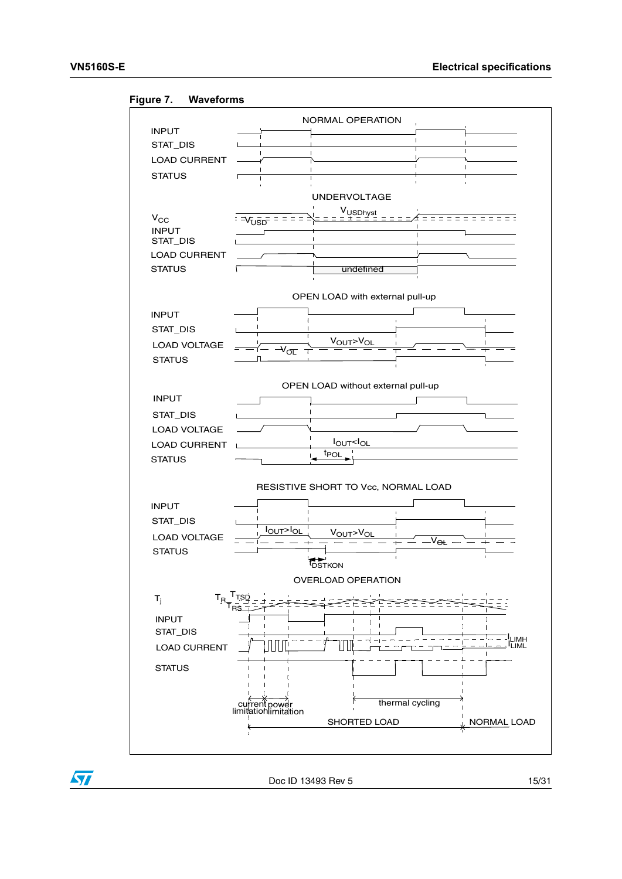Figure 7. Waveforms

NORMAL OPERATION

INPUT
STAT_DIS
LOAD CURRENT
STATUS

UNDERVOLTAGE

$V_{CC}$
$V_{USD}$
$V_{USDhyst}$
INPUT
STAT_DIS
LOAD CURRENT
STATUS
undefined

OPEN LOAD with external pull-up

INPUT
STAT_DIS
LOAD VOLTAGE
$V_{OUT}>V_{OL}$
$V_{OL}$
STATUS

OPEN LOAD without external pull-up

INPUT
STAT_DIS
LOAD VOLTAGE
LOAD CURRENT
$I_{OUT}<I_{OL}$
$t_{POL}$
STATUS

RESISTIVE SHORT TO Vcc, NORMAL LOAD

INPUT
STAT_DIS
LOAD VOLTAGE
$I_{OUT}>I_{OL}$
$V_{OUT}>V_{OL}$
$V_{OL}$
STATUS
$t_{DSTKON}$

OVERLOAD OPERATION

$T_j$
$T_R$
$T_{TSD}$
$T_{RS}$
INPUT
STAT_DIS
LOAD CURRENT
$I_{LIMH}$
$I_{LIML}$
STATUS

current limitation
power limitation
thermal cycling
SHORTED LOAD
NORMAL LOAD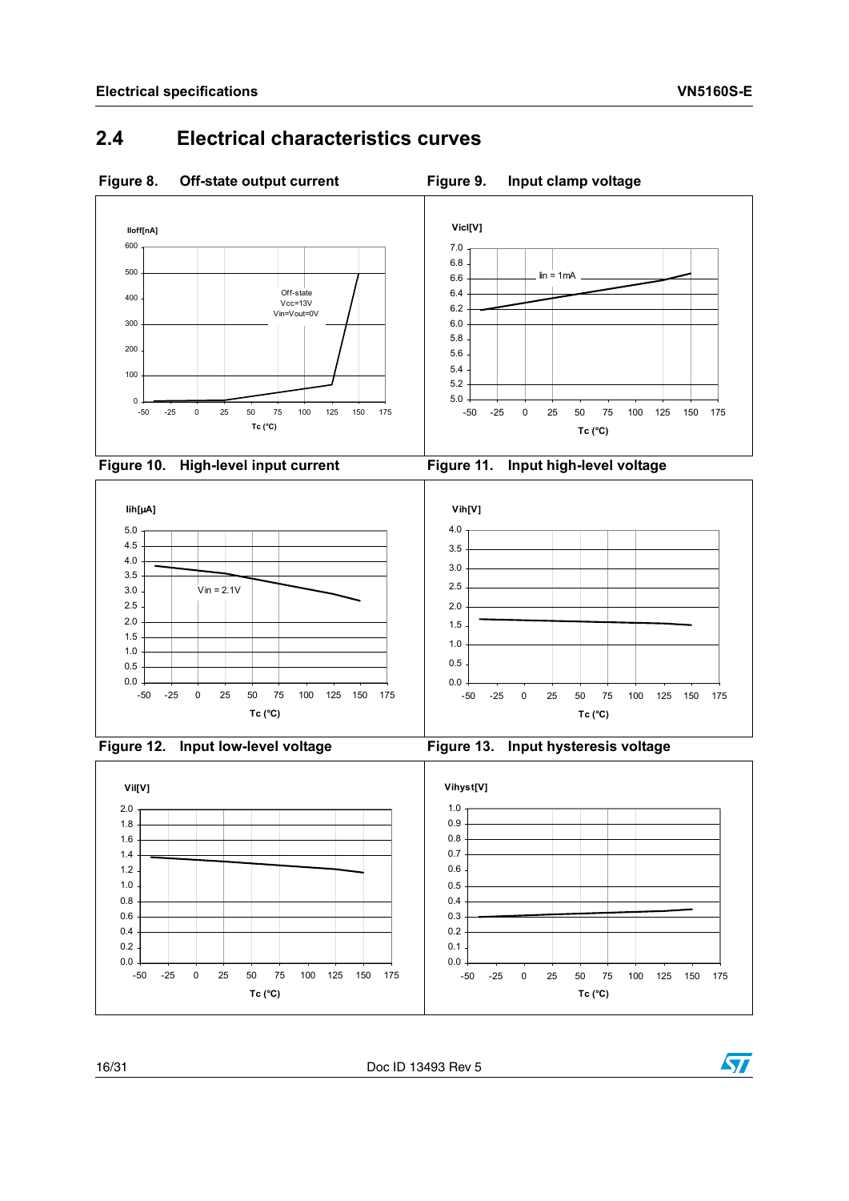## 2.4 Electrical characteristics curves

**Figure 8. Off-state output current**

Iloff[nA]
600
500
400
300
200
100
0
-50 -25 0 25 50 75 100 125 150 175
Tc (°C)
Off-state
Vcc=13V
Vin=Vout=0V

**Figure 9. Input clamp voltage**

Vicl[V]
7.0
6.8
6.6
6.4
6.2
6.0
5.8
5.6
5.4
5.2
5.0
-50 -25 0 25 50 75 100 125 150 175
Tc (°C)
Iin = 1mA

**Figure 10. High-level input current**

Iih[µA]
5.0
4.5
4.0
3.5
3.0
2.5
2.0
1.5
1.0
0.5
0.0
-50 -25 0 25 50 75 100 125 150 175
Tc (°C)
Vin = 2.1V

**Figure 11. Input high-level voltage**

Vih[V]
4.0
3.5
3.0
2.5
2.0
1.5
1.0
0.5
0.0
-50 -25 0 25 50 75 100 125 150 175
Tc (°C)

**Figure 12. Input low-level voltage**

Vil[V]
2.0
1.8
1.6
1.4
1.2
1.0
0.8
0.6
0.4
0.2
0.0
-50 -25 0 25 50 75 100 125 150 175
Tc (°C)

**Figure 13. Input hysteresis voltage**

Vihyst[V]
1.0
0.9
0.8
0.7
0.6
0.5
0.4
0.3
0.2
0.1
0.0
-50 -25 0 25 50 75 100 125 150 175
Tc (°C)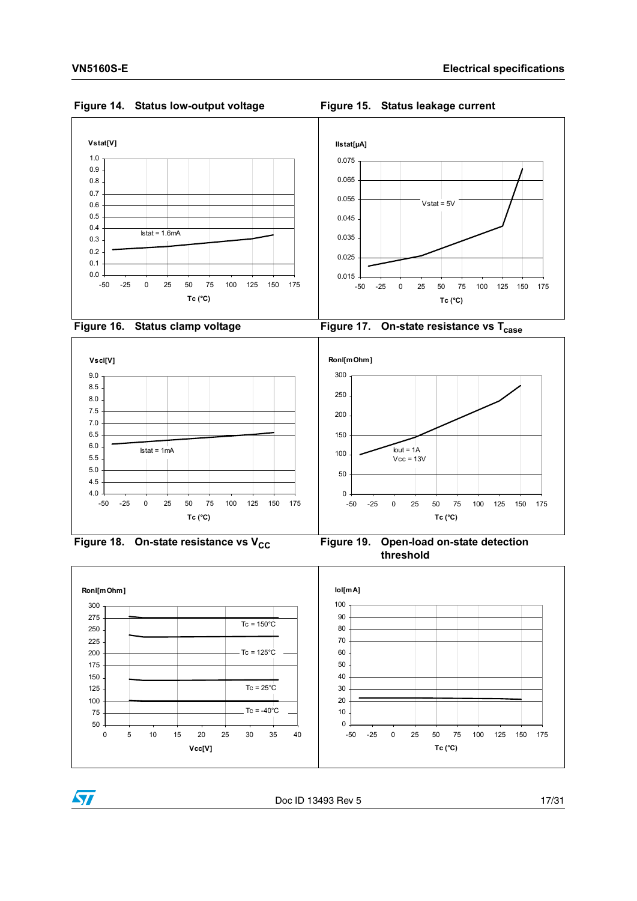**Figure 14. Status low-output voltage**

Vstat[V]

Istat = 1.6mA

Tc (°C)

**Figure 15. Status leakage current**

Ilstat[µA]

Vstat = 5V

Tc (°C)

**Figure 16. Status clamp voltage**

Vscl[V]

Istat = 1mA

Tc (°C)

**Figure 17. On-state resistance vs $T_{case}$**

Ronl[mOhm]

Iout = 1A
Vcc = 13V

Tc (°C)

**Figure 18. On-state resistance vs $V_{CC}$**

Ronl[mOhm]

Tc = 150°C
Tc = 125°C
Tc = 25°C
Tc = -40°C

Vcc[V]

**Figure 19. Open-load on-state detection threshold**

Iol[mA]

Tc (°C)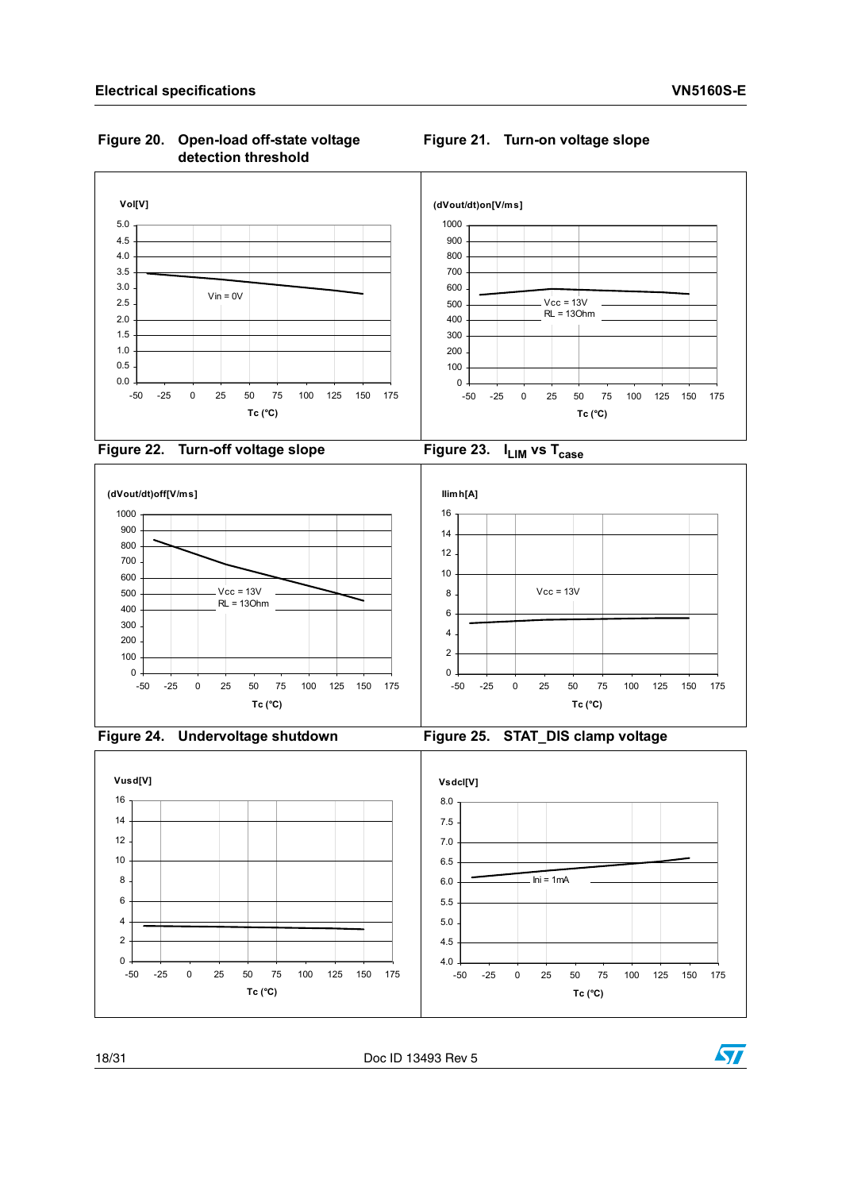Figure 20. Open-load off-state voltage detection threshold

Vol[V]

5.0
4.5
4.0
3.5
3.0
2.5
2.0
1.5
1.0
0.5
0.0

Vin = 0V

-50 -25 0 25 50 75 100 125 150 175

Tc (°C)

Figure 21. Turn-on voltage slope

(dVout/dt)on[V/ms]

1000
900
800
700
600
500
400
300
200
100
0

Vcc = 13V
RL = 13Ohm

-50 -25 0 25 50 75 100 125 150 175

Tc (°C)

Figure 22. Turn-off voltage slope

(dVout/dt)off[V/ms]

1000
900
800
700
600
500
400
300
200
100
0

Vcc = 13V
RL = 13Ohm

-50 -25 0 25 50 75 100 125 150 175

Tc (°C)

Figure 23. $I_{LIM}$ vs $T_{case}$

Ilimh[A]

16
14
12
10
8
6
4
2
0

Vcc = 13V

-50 -25 0 25 50 75 100 125 150 175

Tc (°C)

Figure 24. Undervoltage shutdown

Vusd[V]

16
14
12
10
8
6
4
2
0

-50 -25 0 25 50 75 100 125 150 175

Tc (°C)

Figure 25. STAT_DIS clamp voltage

Vsdcl[V]

8.0
7.5
7.0
6.5
6.0
5.5
5.0
4.5
4.0

Ini = 1mA

-50 -25 0 25 50 75 100 125 150 175

Tc (°C)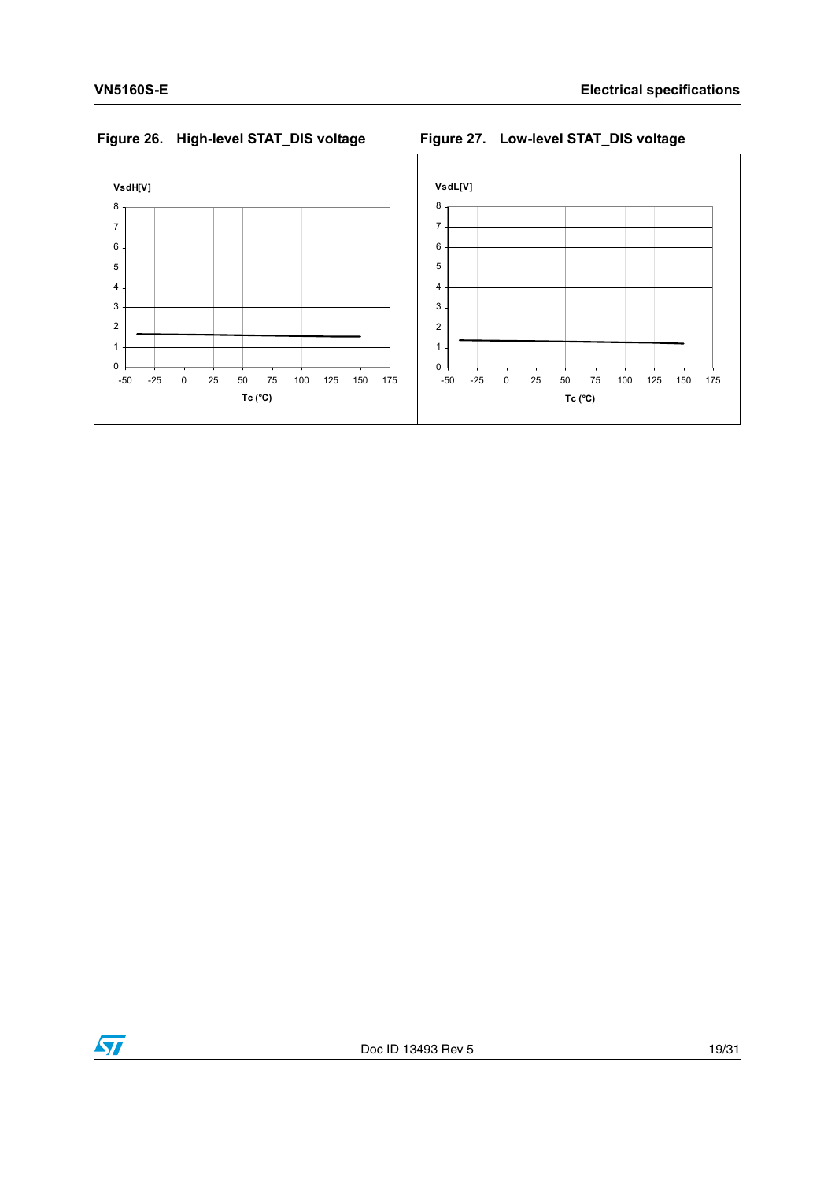Figure 26. High-level STAT_DIS voltage

VsdH[V]

8
7
6
5
4
3
2
1
0

-50 -25 0 25 50 75 100 125 150 175

Tc (°C)

Figure 27. Low-level STAT_DIS voltage

VsdL[V]

8
7
6
5
4
3
2
1
0

-50 -25 0 25 50 75 100 125 150 175

Tc (°C)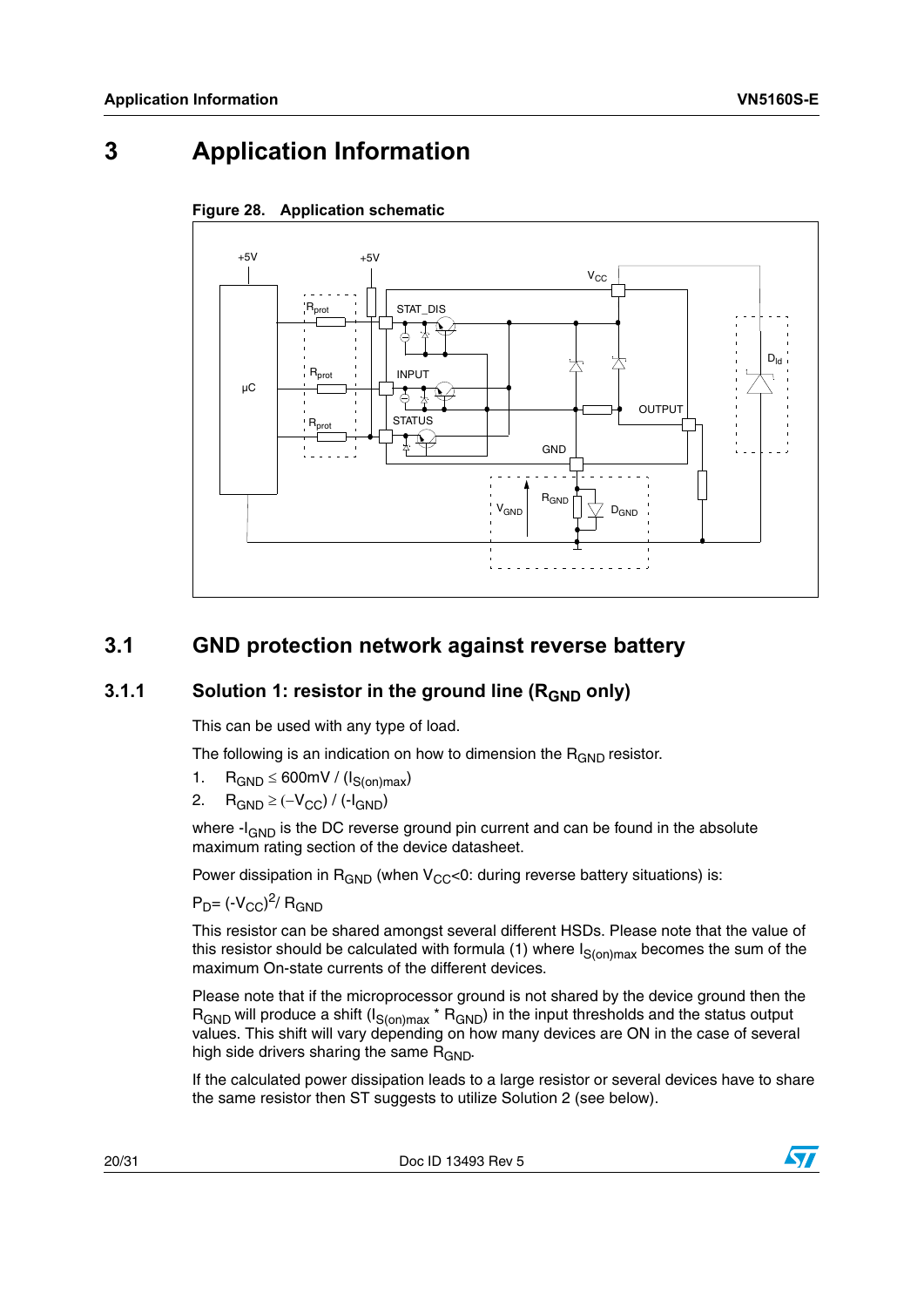# 3 Application Information

Figure 28. Application schematic

## 3.1 GND protection network against reverse battery

### 3.1.1 Solution 1: resistor in the ground line ($R_{GND}$ only)

This can be used with any type of load.

The following is an indication on how to dimension the $R_{GND}$ resistor.

1. $R_{GND} \leq 600mV / (I_{S(on)max})$
2. $R_{GND} \geq (-V_{CC}) / (-I_{GND})$

where $-I_{GND}$ is the DC reverse ground pin current and can be found in the absolute maximum rating section of the device datasheet.

Power dissipation in $R_{GND}$ (when $V_{CC}$<0: during reverse battery situations) is:

$P_D = (-V_{CC})^2 / R_{GND}$

This resistor can be shared amongst several different HSDs. Please note that the value of this resistor should be calculated with formula (1) where $I_{S(on)max}$ becomes the sum of the maximum On-state currents of the different devices.

Please note that if the microprocessor ground is not shared by the device ground then the $R_{GND}$ will produce a shift ($I_{S(on)max} * R_{GND}$) in the input thresholds and the status output values. This shift will vary depending on how many devices are ON in the case of several high side drivers sharing the same $R_{GND}$.

If the calculated power dissipation leads to a large resistor or several devices have to share the same resistor then ST suggests to utilize Solution 2 (see below).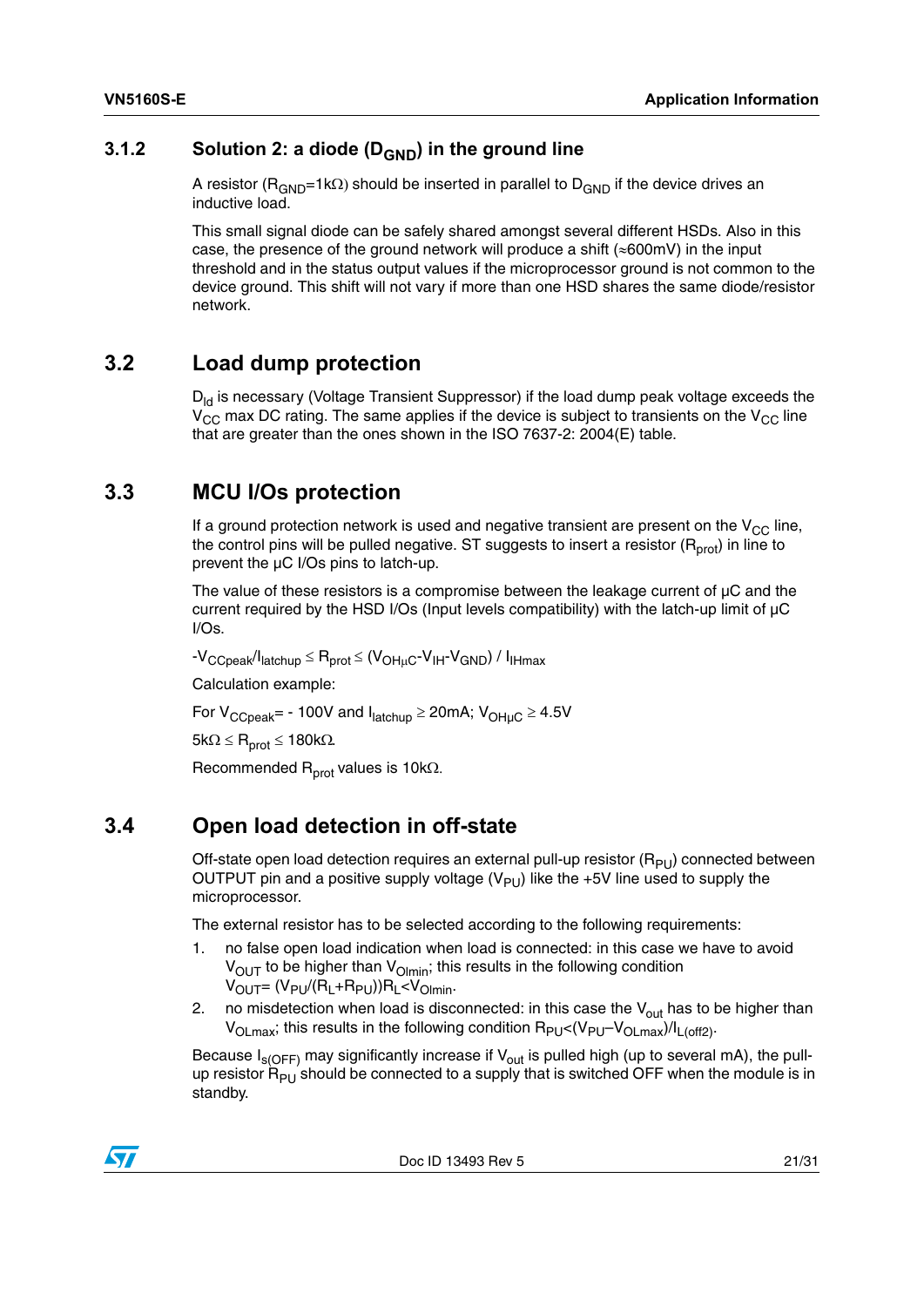### 3.1.2 Solution 2: a diode ($D_{GND}$) in the ground line

A resistor ($R_{GND}$=1kΩ) should be inserted in parallel to $D_{GND}$ if the device drives an inductive load.

This small signal diode can be safely shared amongst several different HSDs. Also in this case, the presence of the ground network will produce a shift (≈600mV) in the input threshold and in the status output values if the microprocessor ground is not common to the device ground. This shift will not vary if more than one HSD shares the same diode/resistor network.

## 3.2 Load dump protection

$D_{ld}$ is necessary (Voltage Transient Suppressor) if the load dump peak voltage exceeds the $V_{CC}$ max DC rating. The same applies if the device is subject to transients on the $V_{CC}$ line that are greater than the ones shown in the ISO 7637-2: 2004(E) table.

## 3.3 MCU I/Os protection

If a ground protection network is used and negative transient are present on the $V_{CC}$ line, the control pins will be pulled negative. ST suggests to insert a resistor ($R_{prot}$) in line to prevent the µC I/Os pins to latch-up.

The value of these resistors is a compromise between the leakage current of µC and the current required by the HSD I/Os (Input levels compatibility) with the latch-up limit of µC I/Os.

$-V_{CCpeak}/I_{latchup} \leq R_{prot} \leq (V_{OH\mu C}-V_{IH}-V_{GND}) / I_{IHmax}$

Calculation example:

For $V_{CCpeak}$= - 100V and $I_{latchup} \geq$ 20mA; $V_{OH\mu C} \geq$ 4.5V

5kΩ ≤ $R_{prot}$ ≤ 180kΩ.

Recommended $R_{prot}$ values is 10kΩ.

## 3.4 Open load detection in off-state

Off-state open load detection requires an external pull-up resistor ($R_{PU}$) connected between OUTPUT pin and a positive supply voltage ($V_{PU}$) like the +5V line used to supply the microprocessor.

The external resistor has to be selected according to the following requirements:

1. no false open load indication when load is connected: in this case we have to avoid $V_{OUT}$ to be higher than $V_{Olmin}$; this results in the following condition $V_{OUT}= (V_{PU}/(R_L+R_{PU}))R_L<V_{Olmin}$.
2. no misdetection when load is disconnected: in this case the $V_{out}$ has to be higher than $V_{OLmax}$; this results in the following condition $R_{PU}<(V_{PU}–V_{OLmax})/I_{L(off2)}$.

Because $I_{s(OFF)}$ may significantly increase if $V_{out}$ is pulled high (up to several mA), the pull-up resistor $R_{PU}$ should be connected to a supply that is switched OFF when the module is in standby.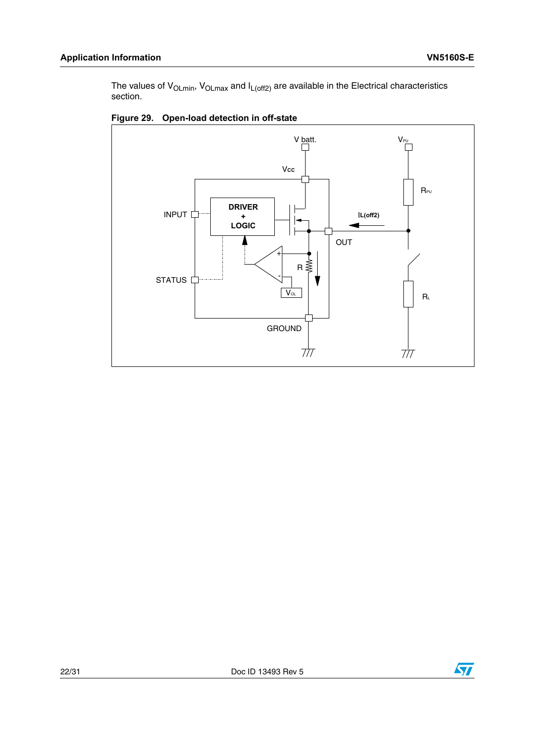The values of $V_{OLmin}$, $V_{OLmax}$ and $I_{L(off2)}$ are available in the Electrical characteristics section.

**Figure 29. Open-load detection in off-state**

V batt.

$V_{PU}$

Vcc

$R_{PU}$

DRIVER + LOGIC

INPUT

$I_{L(off2)}$

OUT

R

STATUS

$V_{OL}$

$R_L$

GROUND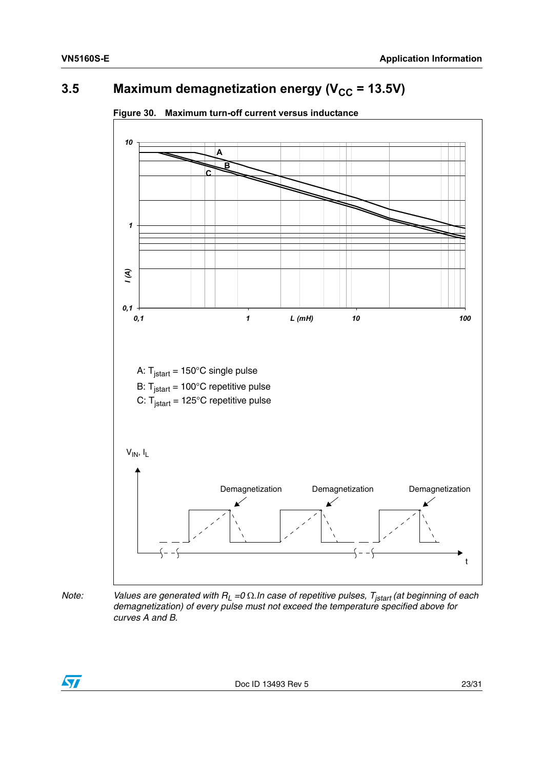## 3.5 Maximum demagnetization energy ($V_{CC}$ = 13.5V)

**Figure 30. Maximum turn-off current versus inductance**

10
1
0,1
I (A)
0,1
1
L (mH)
10
100
A
B
C

A: $T_{jstart}$ = 150°C single pulse

B: $T_{jstart}$ = 100°C repetitive pulse

C: $T_{jstart}$ = 125°C repetitive pulse

$V_{IN}$, $I_L$

Demagnetization
Demagnetization
Demagnetization

t

Note: *Values are generated with $R_L$ =0 Ω.In case of repetitive pulses, $T_{jstart}$ (at beginning of each demagnetization) of every pulse must not exceed the temperature specified above for curves A and B.*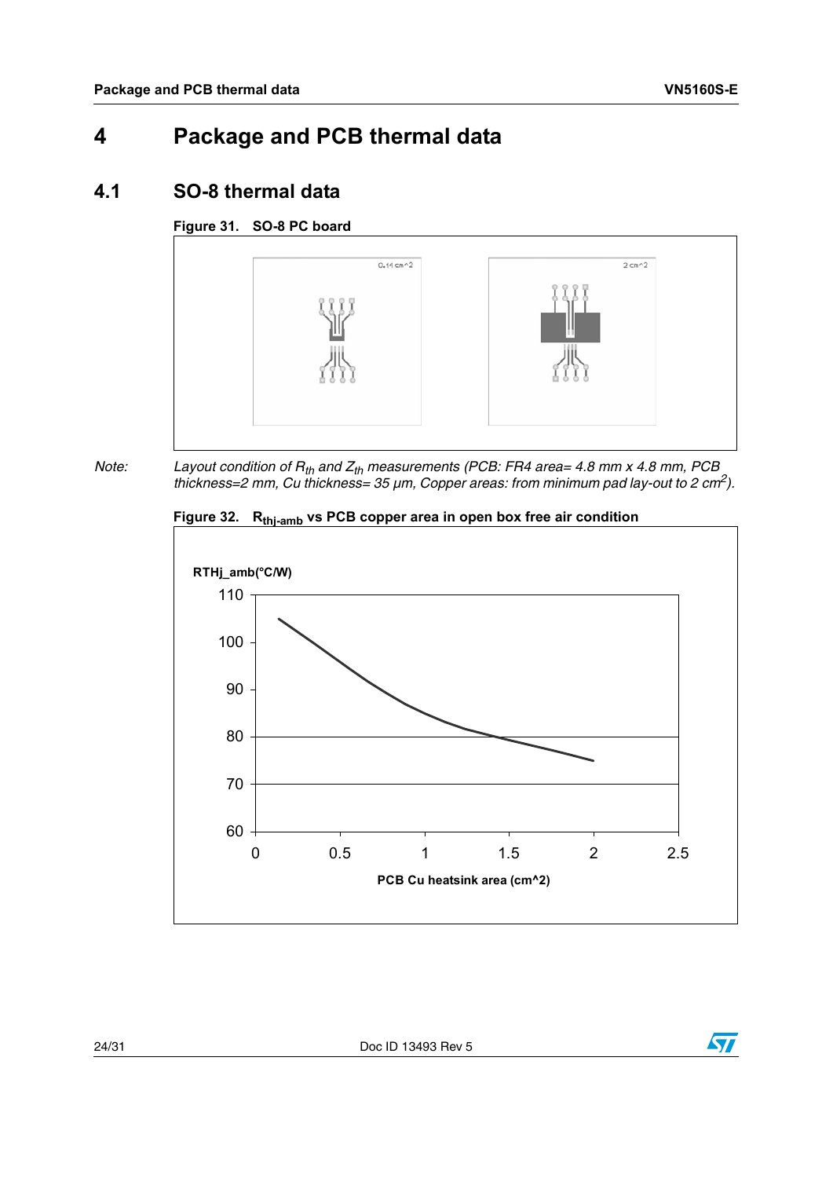# 4 Package and PCB thermal data

## 4.1 SO-8 thermal data

Figure 31. SO-8 PC board

0.14 cm^2

2 cm^2

*Note: Layout condition of $R_{th}$ and $Z_{th}$ measurements (PCB: FR4 area= 4.8 mm x 4.8 mm, PCB thickness=2 mm, Cu thickness= 35 µm, Copper areas: from minimum pad lay-out to 2 cm²).*

Figure 32. $R_{thj\text{-}amb}$ vs PCB copper area in open box free air condition

RTHj_amb(°C/W)

110
100
90
80
70
60

0
0.5
1
1.5
2
2.5

PCB Cu heatsink area (cm^2)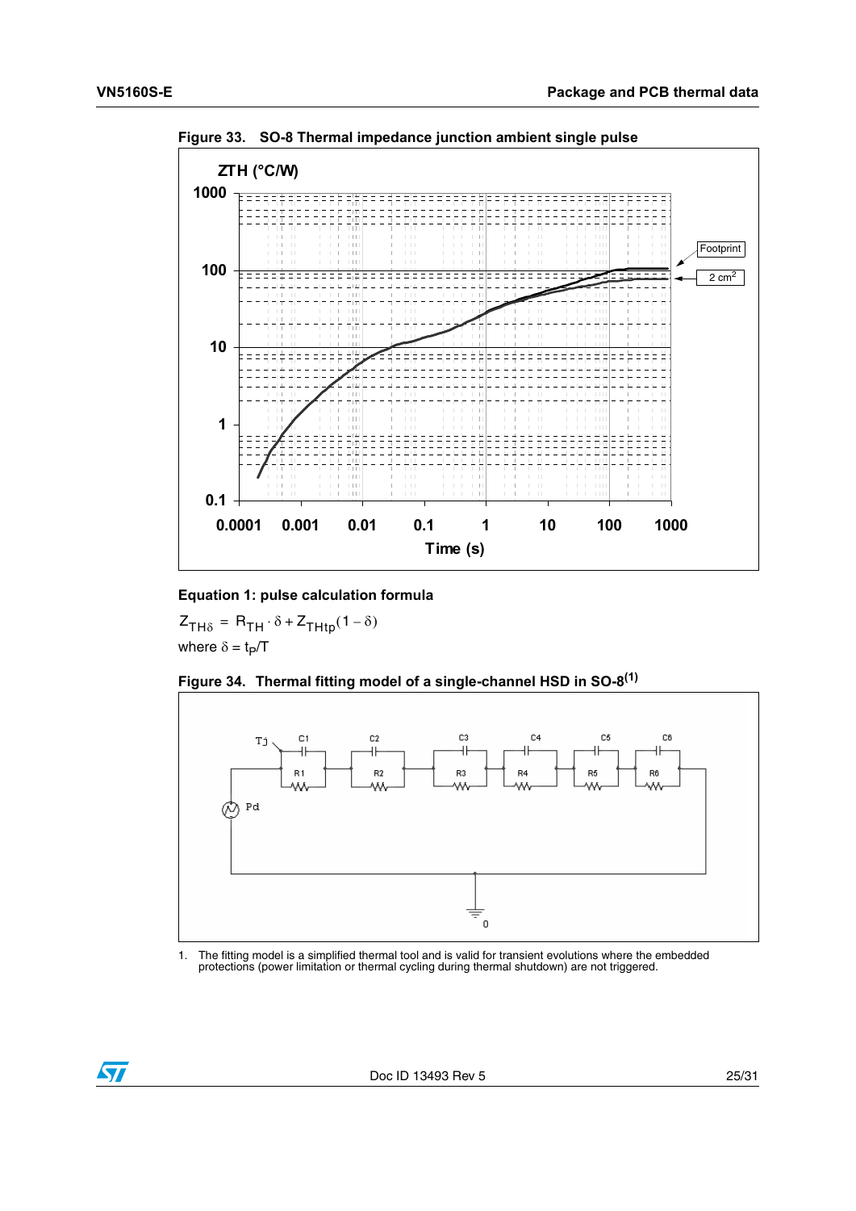Figure 33. SO-8 Thermal impedance junction ambient single pulse

ZTH (°C/W)

1000

100

10

1

0.1

0.0001 0.001 0.01 0.1 1 10 100 1000

Time (s)

Footprint

2 cm²

**Equation 1: pulse calculation formula**

$$Z_{TH\delta} = R_{TH} \cdot \delta + Z_{THtp}(1 - \delta)$$

where $\delta = t_P/T$

Figure 34. Thermal fitting model of a single-channel HSD in SO-8[1]

Tj

C1 C2 C3 C4 C5 C6

R1 R2 R3 R4 R5 R6

Pd

0

1. The fitting model is a simplified thermal tool and is valid for transient evolutions where the embedded protections (power limitation or thermal cycling during thermal shutdown) are not triggered.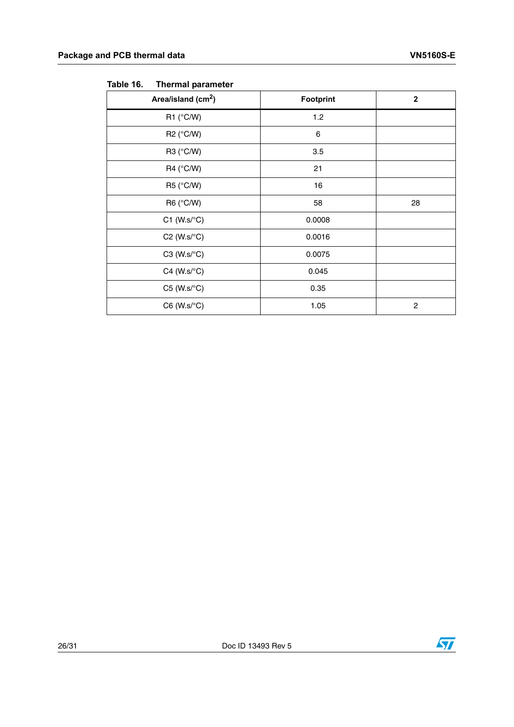Table 16. Thermal parameter

| Area/island ($cm^2$) | Footprint | 2 |
|---|---|---|
| R1 (°C/W) | 1.2 | |
| R2 (°C/W) | 6 | |
| R3 (°C/W) | 3.5 | |
| R4 (°C/W) | 21 | |
| R5 (°C/W) | 16 | |
| R6 (°C/W) | 58 | 28 |
| C1 (W.s/°C) | 0.0008 | |
| C2 (W.s/°C) | 0.0016 | |
| C3 (W.s/°C) | 0.0075 | |
| C4 (W.s/°C) | 0.045 | |
| C5 (W.s/°C) | 0.35 | |
| C6 (W.s/°C) | 1.05 | 2 |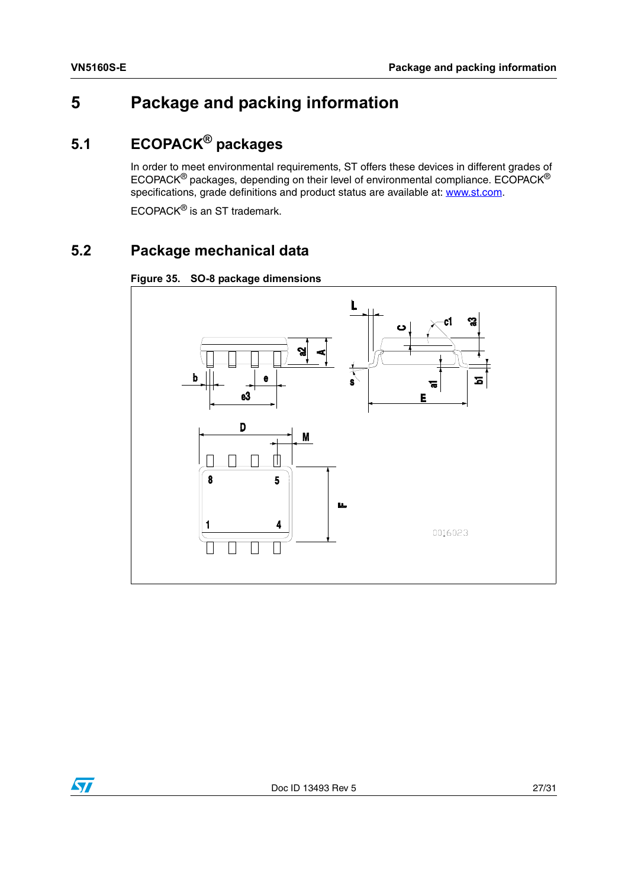# 5 Package and packing information

## 5.1 ECOPACK® packages

In order to meet environmental requirements, ST offers these devices in different grades of ECOPACK® packages, depending on their level of environmental compliance. ECOPACK® specifications, grade definitions and product status are available at: www.st.com.

ECOPACK® is an ST trademark.

## 5.2 Package mechanical data

**Figure 35. SO-8 package dimensions**

L
c1
a3
C
a2
A
s
b
e
e3
a1
b1
E
D
M
8
5
1
4
F
0016023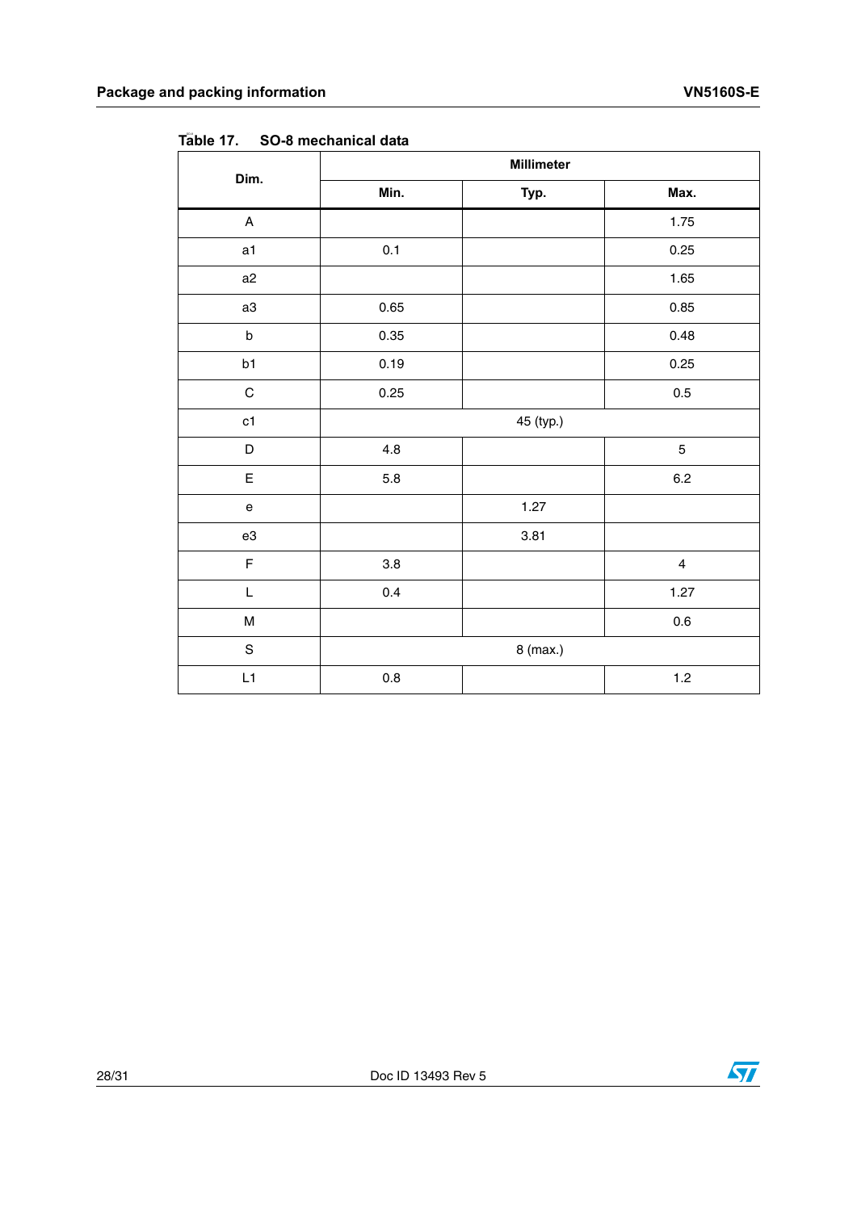Table 17. SO-8 mechanical data

| Dim. | Millimeter | | |
|---|---|---|---|
| | Min. | Typ. | Max. |
| A | | | 1.75 |
| a1 | 0.1 | | 0.25 |
| a2 | | | 1.65 |
| a3 | 0.65 | | 0.85 |
| b | 0.35 | | 0.48 |
| b1 | 0.19 | | 0.25 |
| C | 0.25 | | 0.5 |
| c1 | 45 (typ.) | | |
| D | 4.8 | | 5 |
| E | 5.8 | | 6.2 |
| e | | 1.27 | |
| e3 | | 3.81 | |
| F | 3.8 | | 4 |
| L | 0.4 | | 1.27 |
| M | | | 0.6 |
| S | 8 (max.) | | |
| L1 | 0.8 | | 1.2 |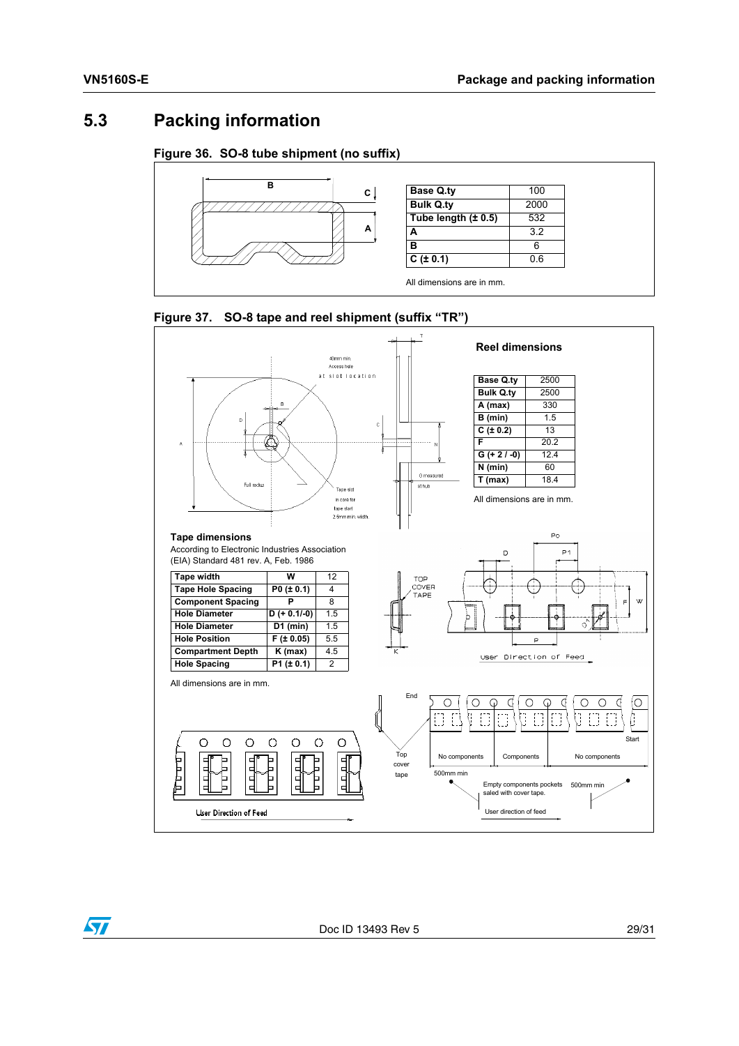## 5.3 Packing information

**Figure 36. SO-8 tube shipment (no suffix)**

| | |
|---|---|
| **Base Q.ty** | 100 |
| **Bulk Q.ty** | 2000 |
| **Tube length (± 0.5)** | 532 |
| **A** | 3.2 |
| **B** | 6 |
| **C (± 0.1)** | 0.6 |

All dimensions are in mm.

**Figure 37. SO-8 tape and reel shipment (suffix "TR")**

**Reel dimensions**

| | |
|---|---|
| **Base Q.ty** | 2500 |
| **Bulk Q.ty** | 2500 |
| **A (max)** | 330 |
| **B (min)** | 1.5 |
| **C (± 0.2)** | 13 |
| **F** | 20.2 |
| **G (+ 2 / -0)** | 12.4 |
| **N (min)** | 60 |
| **T (max)** | 18.4 |

All dimensions are in mm.

**Tape dimensions**

According to Electronic Industries Association (EIA) Standard 481 rev. A, Feb. 1986

| | | |
|---|---|---|
| **Tape width** | **W** | 12 |
| **Tape Hole Spacing** | **P0 (± 0.1)** | 4 |
| **Component Spacing** | **P** | 8 |
| **Hole Diameter** | **D (+ 0.1/-0)** | 1.5 |
| **Hole Diameter** | **D1 (min)** | 1.5 |
| **Hole Position** | **F (± 0.05)** | 5.5 |
| **Compartment Depth** | **K (max)** | 4.5 |
| **Hole Spacing** | **P1 (± 0.1)** | 2 |

All dimensions are in mm.

40mm min.
Access hole
at slot location
Full radius
Tape slot
in core for
tape start
2.5mm min. width
G measured
at hub
TOP COVER TAPE
User Direction of Feed
End
Start
Top cover tape
No components
Components
No components
500mm min
Empty components pockets saled with cover tape.
500mm min
User direction of feed
User Direction of Feed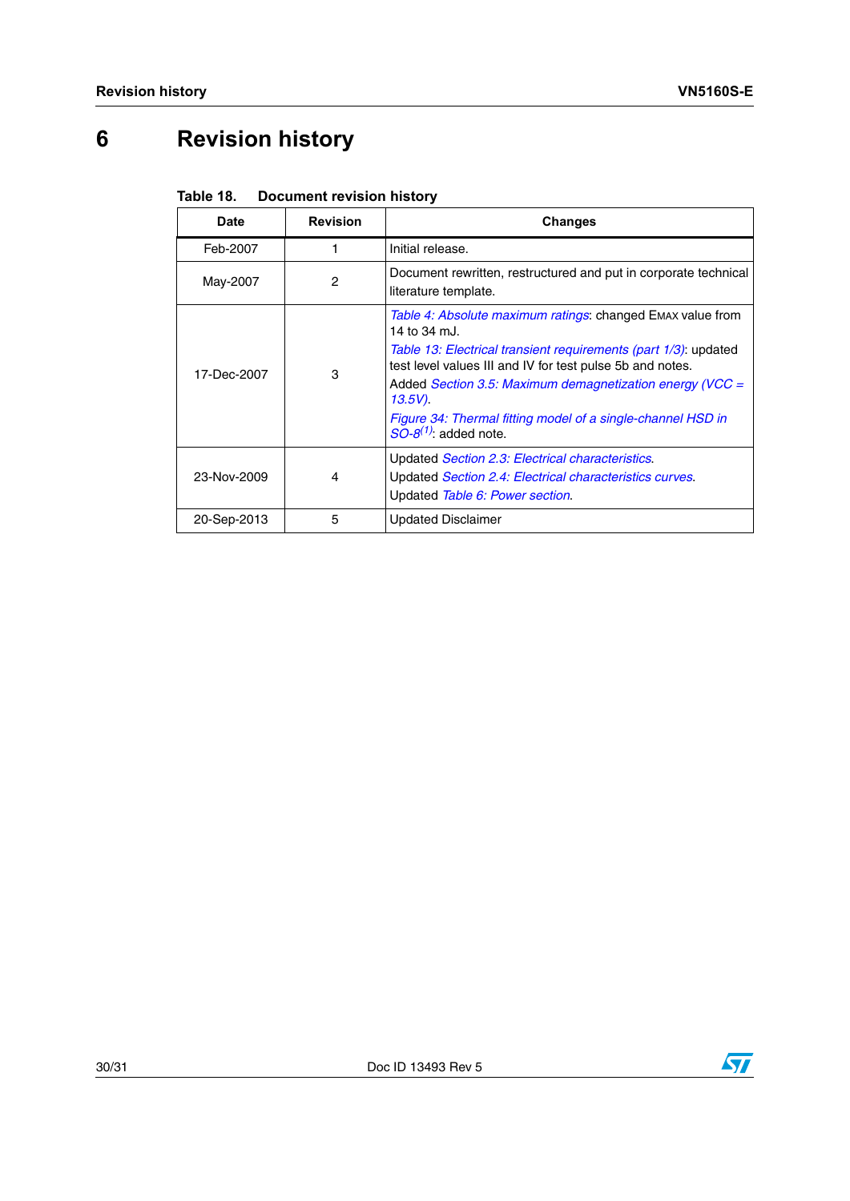# 6 Revision history

Table 18. Document revision history

| Date | Revision | Changes |
|---|---|---|
| Feb-2007 | 1 | Initial release. |
| May-2007 | 2 | Document rewritten, restructured and put in corporate technical literature template. |
| 17-Dec-2007 | 3 | *Table 4: Absolute maximum ratings*: changed $E_{MAX}$ value from 14 to 34 mJ.<br>*Table 13: Electrical transient requirements (part 1/3)*: updated test level values III and IV for test pulse 5b and notes.<br>Added *Section 3.5: Maximum demagnetization energy ($V_{CC}$ = 13.5V)*.<br>*Figure 34: Thermal fitting model of a single-channel HSD in SO-8*[1]: added note. |
| 23-Nov-2009 | 4 | Updated *Section 2.3: Electrical characteristics*.<br>Updated *Section 2.4: Electrical characteristics curves*.<br>Updated *Table 6: Power section*. |
| 20-Sep-2013 | 5 | Updated Disclaimer |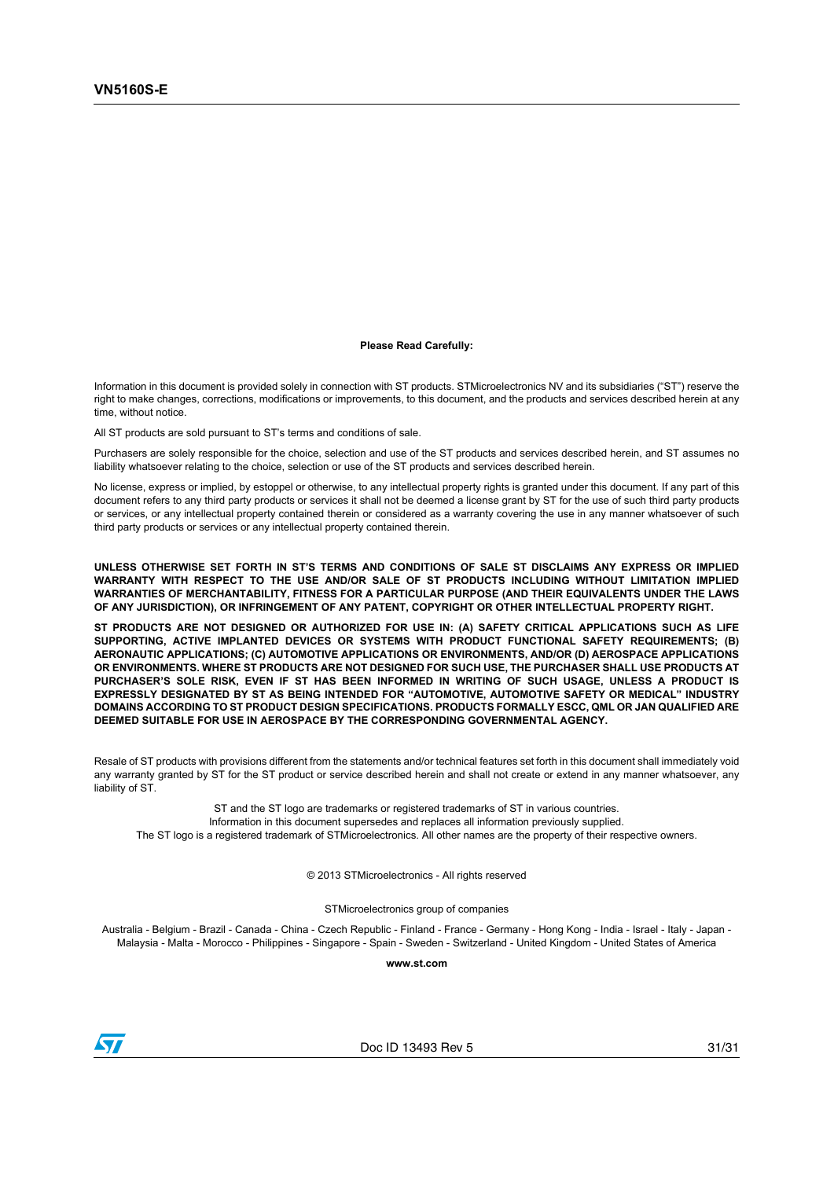**Please Read Carefully:**

Information in this document is provided solely in connection with ST products. STMicroelectronics NV and its subsidiaries (“ST”) reserve the right to make changes, corrections, modifications or improvements, to this document, and the products and services described herein at any time, without notice.

All ST products are sold pursuant to ST’s terms and conditions of sale.

Purchasers are solely responsible for the choice, selection and use of the ST products and services described herein, and ST assumes no liability whatsoever relating to the choice, selection or use of the ST products and services described herein.

No license, express or implied, by estoppel or otherwise, to any intellectual property rights is granted under this document. If any part of this document refers to any third party products or services it shall not be deemed a license grant by ST for the use of such third party products or services, or any intellectual property contained therein or considered as a warranty covering the use in any manner whatsoever of such third party products or services or any intellectual property contained therein.

**UNLESS OTHERWISE SET FORTH IN ST’S TERMS AND CONDITIONS OF SALE ST DISCLAIMS ANY EXPRESS OR IMPLIED WARRANTY WITH RESPECT TO THE USE AND/OR SALE OF ST PRODUCTS INCLUDING WITHOUT LIMITATION IMPLIED WARRANTIES OF MERCHANTABILITY, FITNESS FOR A PARTICULAR PURPOSE (AND THEIR EQUIVALENTS UNDER THE LAWS OF ANY JURISDICTION), OR INFRINGEMENT OF ANY PATENT, COPYRIGHT OR OTHER INTELLECTUAL PROPERTY RIGHT.**

**ST PRODUCTS ARE NOT DESIGNED OR AUTHORIZED FOR USE IN: (A) SAFETY CRITICAL APPLICATIONS SUCH AS LIFE SUPPORTING, ACTIVE IMPLANTED DEVICES OR SYSTEMS WITH PRODUCT FUNCTIONAL SAFETY REQUIREMENTS; (B) AERONAUTIC APPLICATIONS; (C) AUTOMOTIVE APPLICATIONS OR ENVIRONMENTS, AND/OR (D) AEROSPACE APPLICATIONS OR ENVIRONMENTS. WHERE ST PRODUCTS ARE NOT DESIGNED FOR SUCH USE, THE PURCHASER SHALL USE PRODUCTS AT PURCHASER’S SOLE RISK, EVEN IF ST HAS BEEN INFORMED IN WRITING OF SUCH USAGE, UNLESS A PRODUCT IS EXPRESSLY DESIGNATED BY ST AS BEING INTENDED FOR “AUTOMOTIVE, AUTOMOTIVE SAFETY OR MEDICAL” INDUSTRY DOMAINS ACCORDING TO ST PRODUCT DESIGN SPECIFICATIONS. PRODUCTS FORMALLY ESCC, QML OR JAN QUALIFIED ARE DEEMED SUITABLE FOR USE IN AEROSPACE BY THE CORRESPONDING GOVERNMENTAL AGENCY.**

Resale of ST products with provisions different from the statements and/or technical features set forth in this document shall immediately void any warranty granted by ST for the ST product or service described herein and shall not create or extend in any manner whatsoever, any liability of ST.

ST and the ST logo are trademarks or registered trademarks of ST in various countries.
Information in this document supersedes and replaces all information previously supplied.
The ST logo is a registered trademark of STMicroelectronics. All other names are the property of their respective owners.

© 2013 STMicroelectronics - All rights reserved

STMicroelectronics group of companies

Australia - Belgium - Brazil - Canada - China - Czech Republic - Finland - France - Germany - Hong Kong - India - Israel - Italy - Japan - Malaysia - Malta - Morocco - Philippines - Singapore - Spain - Sweden - Switzerland - United Kingdom - United States of America

**www.st.com**